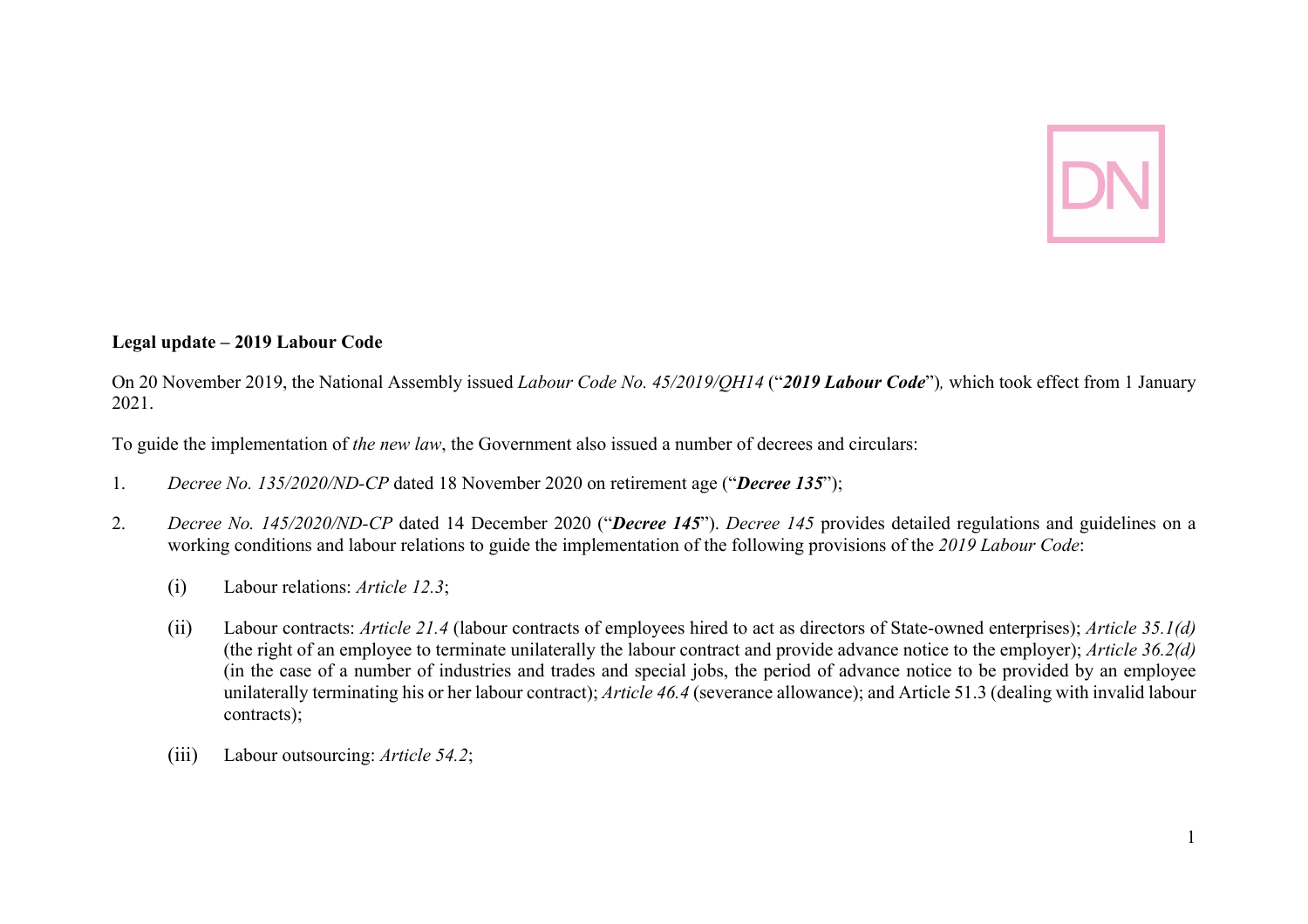**Legal update – 2019 Labour Code**

On 20 November 2019, the National Assembly issued *Labour Code No. 45/2019/QH14* ("***2019 Labour Code***"), which took effect from 1 January 2021.

To guide the implementation of *the new law*, the Government also issued a number of decrees and circulars:

1. *Decree No. 135/2020/ND-CP* dated 18 November 2020 on retirement age ("***Decree 135***");

2. *Decree No. 145/2020/ND-CP* dated 14 December 2020 ("***Decree 145***"). *Decree 145* provides detailed regulations and guidelines on a working conditions and labour relations to guide the implementation of the following provisions of the *2019 Labour Code*:

   (i) Labour relations: *Article 12.3*;

   (ii) Labour contracts: *Article 21.4* (labour contracts of employees hired to act as directors of State-owned enterprises); *Article 35.1(d)* (the right of an employee to terminate unilaterally the labour contract and provide advance notice to the employer); *Article 36.2(d)* (in the case of a number of industries and trades and special jobs, the period of advance notice to be provided by an employee unilaterally terminating his or her labour contract); *Article 46.4* (severance allowance); and Article 51.3 (dealing with invalid labour contracts);

   (iii) Labour outsourcing: *Article 54.2*;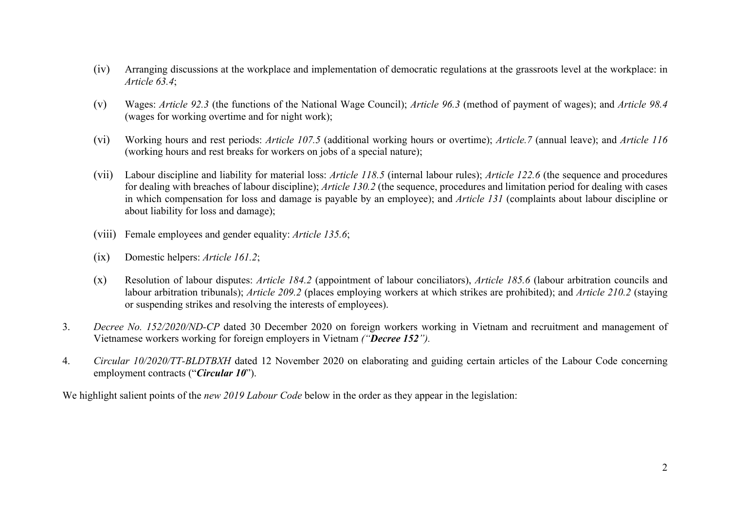(iv) Arranging discussions at the workplace and implementation of democratic regulations at the grassroots level at the workplace: in *Article 63.4*;

(v) Wages: *Article 92.3* (the functions of the National Wage Council); *Article 96.3* (method of payment of wages); and *Article 98.4* (wages for working overtime and for night work);

(vi) Working hours and rest periods: *Article 107.5* (additional working hours or overtime); *Article.7* (annual leave); and *Article 116* (working hours and rest breaks for workers on jobs of a special nature);

(vii) Labour discipline and liability for material loss: *Article 118.5* (internal labour rules); *Article 122.6* (the sequence and procedures for dealing with breaches of labour discipline); *Article 130.2* (the sequence, procedures and limitation period for dealing with cases in which compensation for loss and damage is payable by an employee); and *Article 131* (complaints about labour discipline or about liability for loss and damage);

(viii) Female employees and gender equality: *Article 135.6*;

(ix) Domestic helpers: *Article 161.2*;

(x) Resolution of labour disputes: *Article 184.2* (appointment of labour conciliators), *Article 185.6* (labour arbitration councils and labour arbitration tribunals); *Article 209.2* (places employing workers at which strikes are prohibited); and *Article 210.2* (staying or suspending strikes and resolving the interests of employees).

3. *Decree No. 152/2020/ND-CP* dated 30 December 2020 on foreign workers working in Vietnam and recruitment and management of Vietnamese workers working for foreign employers in Vietnam *("**Decree 152**").*

4. *Circular 10/2020/TT-BLDTBXH* dated 12 November 2020 on elaborating and guiding certain articles of the Labour Code concerning employment contracts ("***Circular 10***").

We highlight salient points of the *new 2019 Labour Code* below in the order as they appear in the legislation: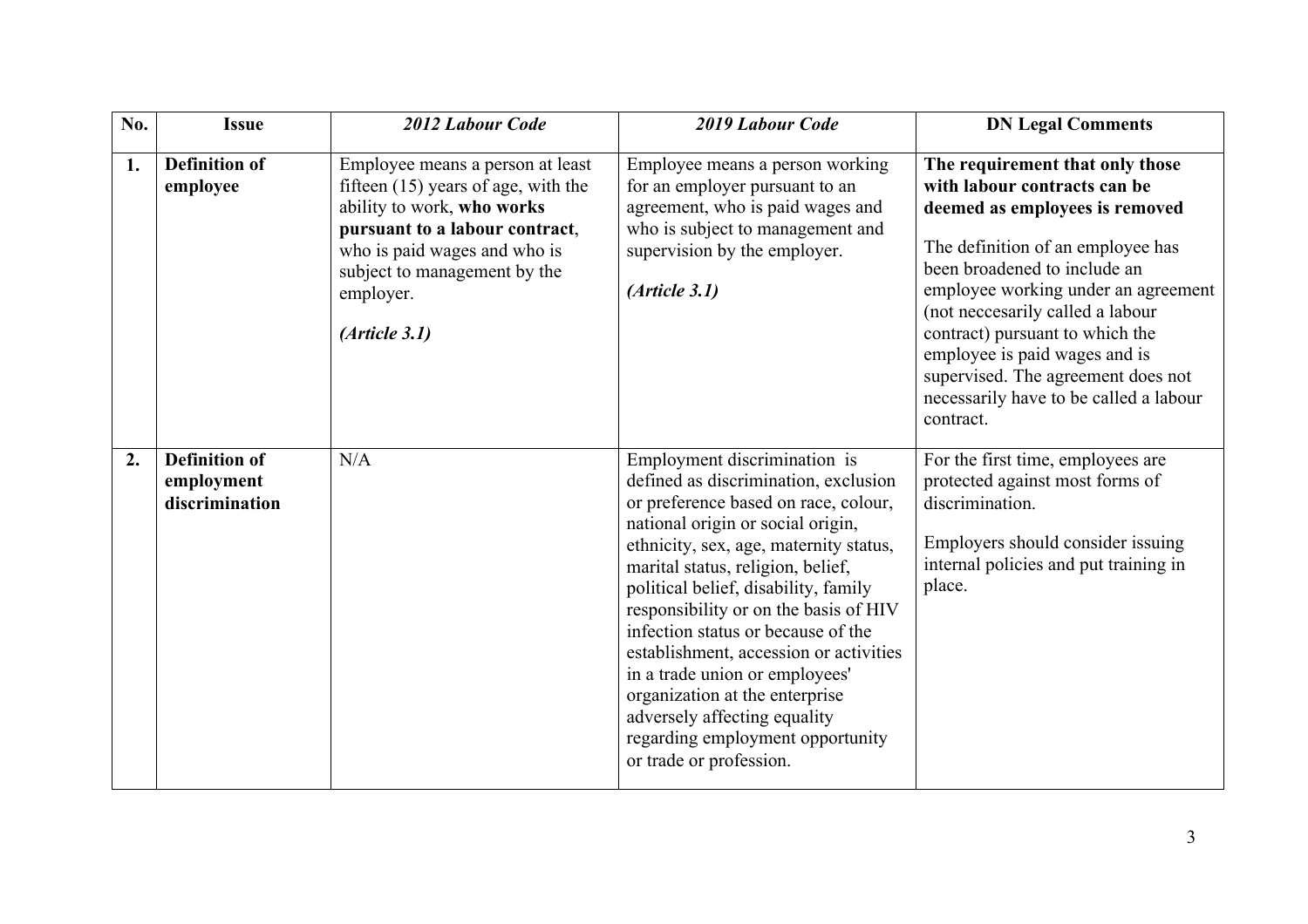| No. | Issue | *2012 Labour Code* | *2019 Labour Code* | DN Legal Comments |
|---|---|---|---|---|
| **1.** | **Definition of employee** | Employee means a person at least fifteen (15) years of age, with the ability to work, **who works pursuant to a labour contract**, who is paid wages and who is subject to management by the employer.<br><br>***(Article 3.1)*** | Employee means a person working for an employer pursuant to an agreement, who is paid wages and who is subject to management and supervision by the employer.<br><br>***(Article 3.1)*** | **The requirement that only those with labour contracts can be deemed as employees is removed**<br><br>The definition of an employee has been broadened to include an employee working under an agreement (not neccesarily called a labour contract) pursuant to which the employee is paid wages and is supervised. The agreement does not necessarily have to be called a labour contract. |
| **2.** | **Definition of employment discrimination** | N/A | Employment discrimination is defined as discrimination, exclusion or preference based on race, colour, national origin or social origin, ethnicity, sex, age, maternity status, marital status, religion, belief, political belief, disability, family responsibility or on the basis of HIV infection status or because of the establishment, accession or activities in a trade union or employees' organization at the enterprise adversely affecting equality regarding employment opportunity or trade or profession. | For the first time, employees are protected against most forms of discrimination.<br><br>Employers should consider issuing internal policies and put training in place. |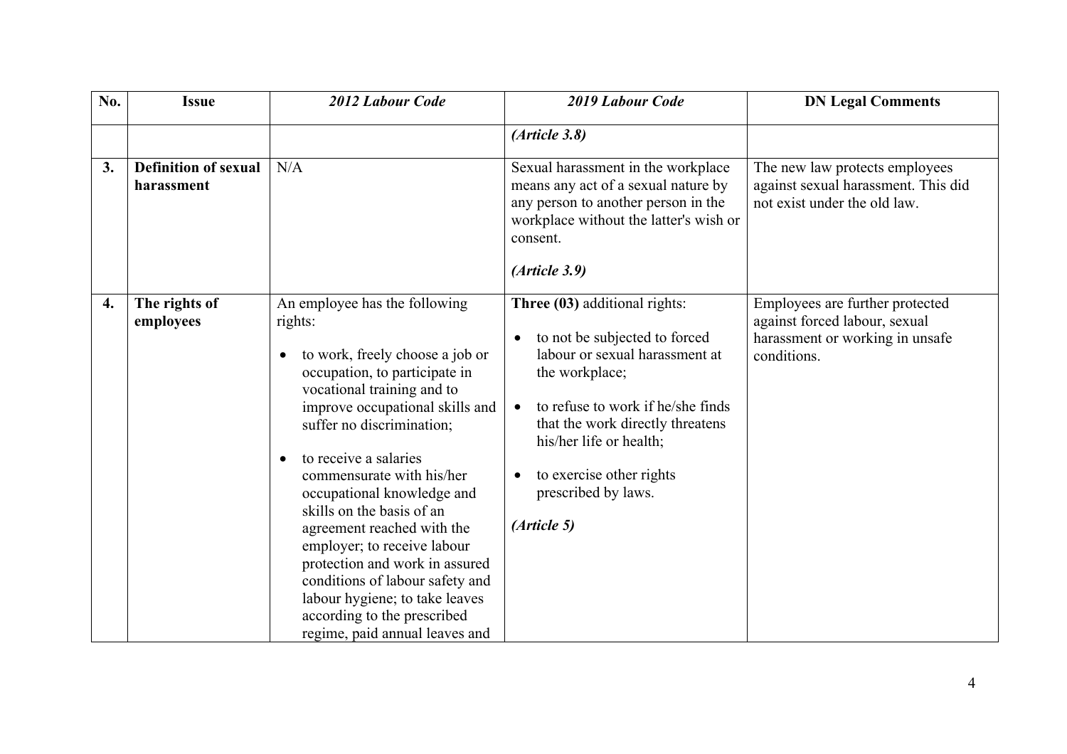| No. | Issue | *2012 Labour Code* | *2019 Labour Code* | DN Legal Comments |
|---|---|---|---|---|
| | | | ***(Article 3.8)*** | |
| **3.** | **Definition of sexual harassment** | N/A | Sexual harassment in the workplace means any act of a sexual nature by any person to another person in the workplace without the latter's wish or consent.<br><br>***(Article 3.9)*** | The new law protects employees against sexual harassment. This did not exist under the old law. |
| **4.** | **The rights of employees** | An employee has the following rights:<br><br>• to work, freely choose a job or occupation, to participate in vocational training and to improve occupational skills and suffer no discrimination;<br><br>• to receive a salaries commensurate with his/her occupational knowledge and skills on the basis of an agreement reached with the employer; to receive labour protection and work in assured conditions of labour safety and labour hygiene; to take leaves according to the prescribed regime, paid annual leaves and | **Three (03)** additional rights:<br><br>• to not be subjected to forced labour or sexual harassment at the workplace;<br><br>• to refuse to work if he/she finds that the work directly threatens his/her life or health;<br><br>• to exercise other rights prescribed by laws.<br><br>***(Article 5)*** | Employees are further protected against forced labour, sexual harassment or working in unsafe conditions. |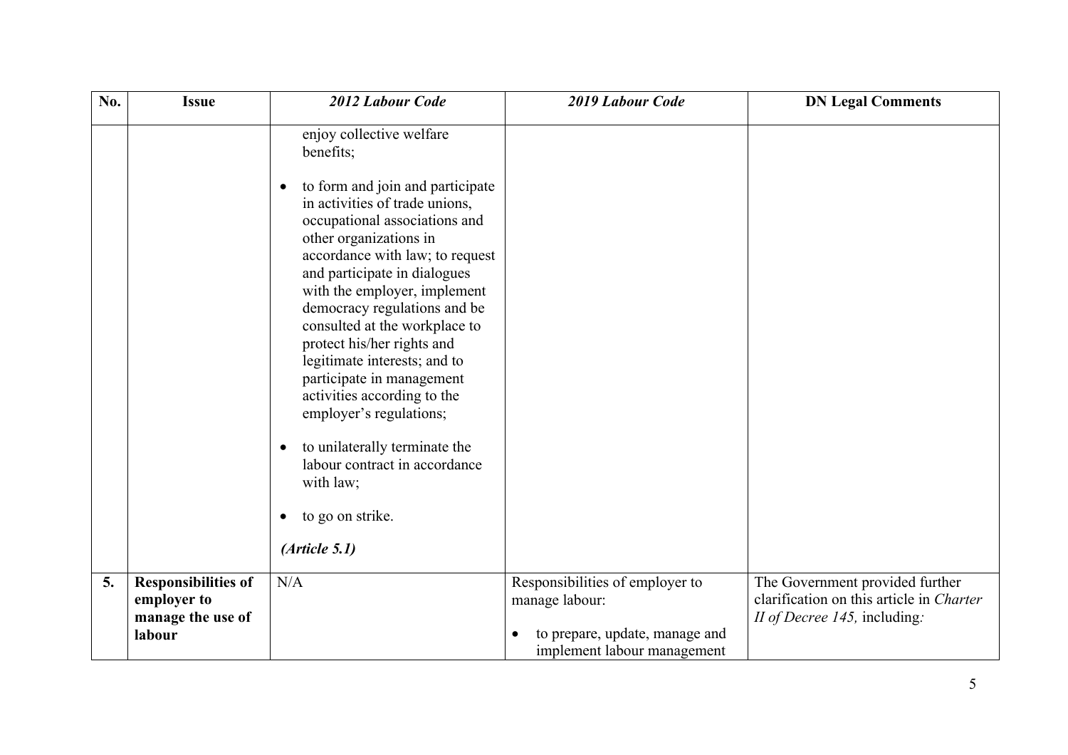| No. | Issue | *2012 Labour Code* | *2019 Labour Code* | DN Legal Comments |
|---|---|---|---|---|
| | | enjoy collective welfare benefits;<br><br>• to form and join and participate in activities of trade unions, occupational associations and other organizations in accordance with law; to request and participate in dialogues with the employer, implement democracy regulations and be consulted at the workplace to protect his/her rights and legitimate interests; and to participate in management activities according to the employer's regulations;<br><br>• to unilaterally terminate the labour contract in accordance with law;<br><br>• to go on strike.<br><br>***(Article 5.1)*** | | |
| **5.** | **Responsibilities of employer to manage the use of labour** | N/A | Responsibilities of employer to manage labour:<br><br>• to prepare, update, manage and implement labour management | The Government provided further clarification on this article in *Charter II of Decree 145,* including*:* |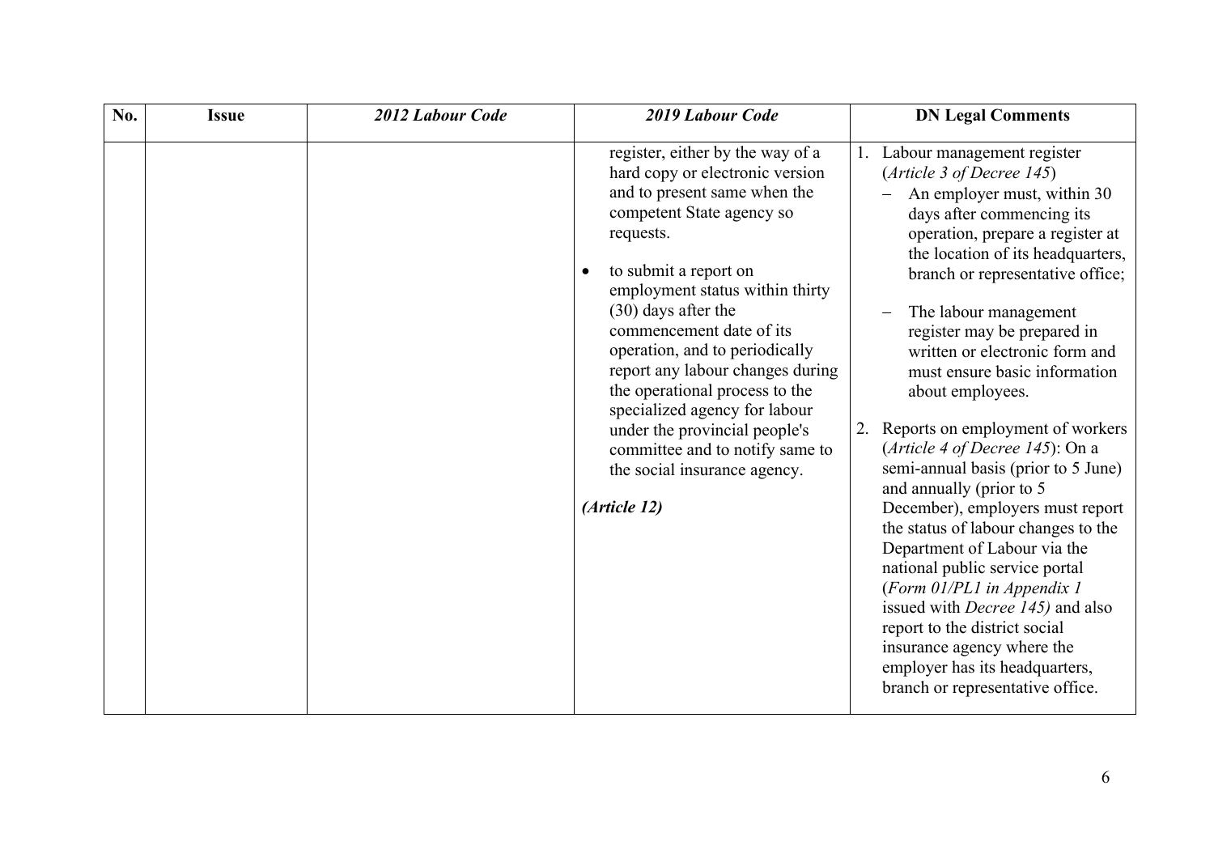| No. | Issue | *2012 Labour Code* | *2019 Labour Code* | DN Legal Comments |
|---|---|---|---|---|
| | | | register, either by the way of a hard copy or electronic version and to present same when the competent State agency so requests.<br><br>• to submit a report on employment status within thirty (30) days after the commencement date of its operation, and to periodically report any labour changes during the operational process to the specialized agency for labour under the provincial people's committee and to notify same to the social insurance agency.<br><br>***(Article 12)*** | 1. Labour management register (*Article 3 of Decree 145*)<br>– An employer must, within 30 days after commencing its operation, prepare a register at the location of its headquarters, branch or representative office;<br>– The labour management register may be prepared in written or electronic form and must ensure basic information about employees.<br><br>2. Reports on employment of workers (*Article 4 of Decree 145*): On a semi-annual basis (prior to 5 June) and annually (prior to 5 December), employers must report the status of labour changes to the Department of Labour via the national public service portal (*Form 01/PL1 in Appendix 1* issued with *Decree 145)* and also report to the district social insurance agency where the employer has its headquarters, branch or representative office. |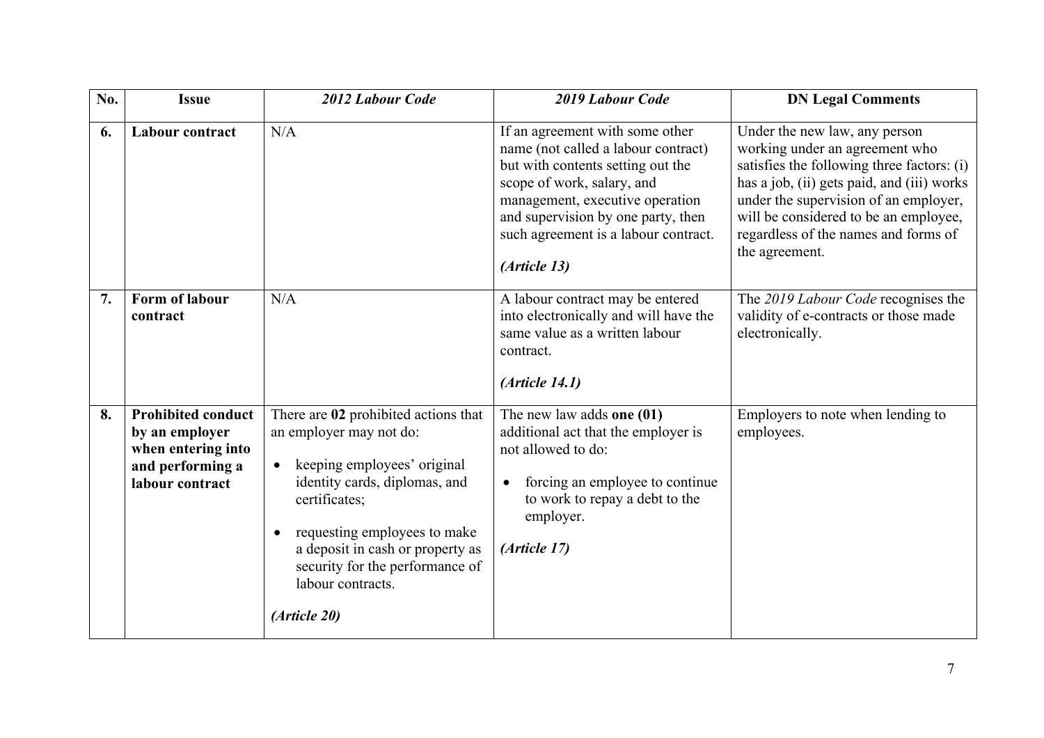| No. | Issue | *2012 Labour Code* | *2019 Labour Code* | DN Legal Comments |
|---|---|---|---|---|
| **6.** | **Labour contract** | N/A | If an agreement with some other name (not called a labour contract) but with contents setting out the scope of work, salary, and management, executive operation and supervision by one party, then such agreement is a labour contract.<br><br>***(Article 13)*** | Under the new law, any person working under an agreement who satisfies the following three factors: (i) has a job, (ii) gets paid, and (iii) works under the supervision of an employer, will be considered to be an employee, regardless of the names and forms of the agreement. |
| **7.** | **Form of labour contract** | N/A | A labour contract may be entered into electronically and will have the same value as a written labour contract.<br><br>***(Article 14.1)*** | The *2019 Labour Code* recognises the validity of e-contracts or those made electronically. |
| **8.** | **Prohibited conduct by an employer when entering into and performing a labour contract** | There are **02** prohibited actions that an employer may not do:<br><br>• keeping employees' original identity cards, diplomas, and certificates;<br><br>• requesting employees to make a deposit in cash or property as security for the performance of labour contracts.<br><br>***(Article 20)*** | The new law adds **one (01)** additional act that the employer is not allowed to do:<br><br>• forcing an employee to continue to work to repay a debt to the employer.<br><br>***(Article 17)*** | Employers to note when lending to employees. |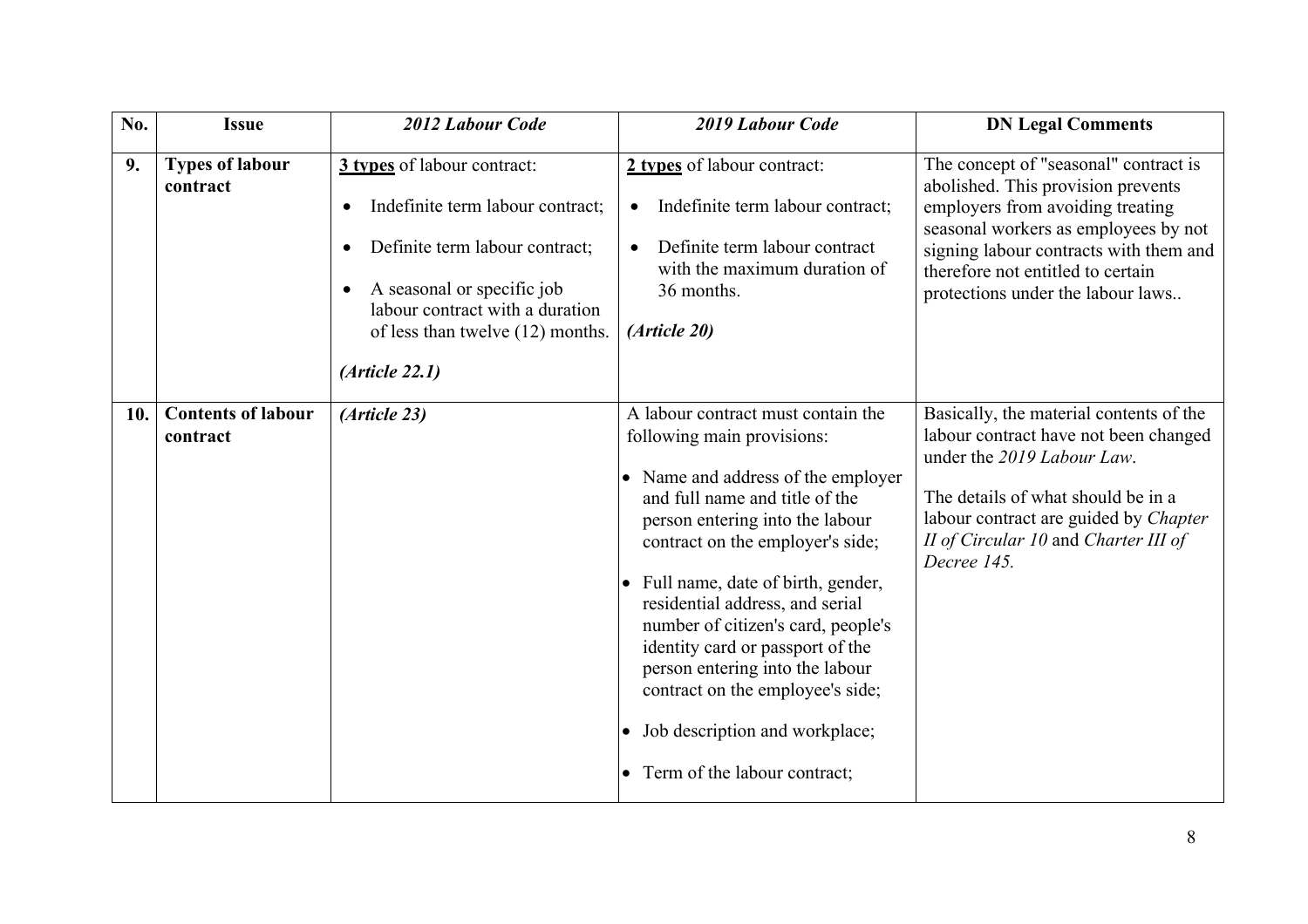| No. | Issue | *2012 Labour Code* | *2019 Labour Code* | DN Legal Comments |
|---|---|---|---|---|
| **9.** | **Types of labour contract** | **3 types** of labour contract:<br><br>• Indefinite term labour contract;<br>• Definite term labour contract;<br>• A seasonal or specific job labour contract with a duration of less than twelve (12) months.<br><br>***(Article 22.1)*** | **2 types** of labour contract:<br><br>• Indefinite term labour contract;<br>• Definite term labour contract with the maximum duration of 36 months.<br><br>***(Article 20)*** | The concept of "seasonal" contract is abolished. This provision prevents employers from avoiding treating seasonal workers as employees by not signing labour contracts with them and therefore not entitled to certain protections under the labour laws.. |
| **10.** | **Contents of labour contract** | ***(Article 23)*** | A labour contract must contain the following main provisions:<br><br>• Name and address of the employer and full name and title of the person entering into the labour contract on the employer's side;<br>• Full name, date of birth, gender, residential address, and serial number of citizen's card, people's identity card or passport of the person entering into the labour contract on the employee's side;<br>• Job description and workplace;<br>• Term of the labour contract; | Basically, the material contents of the labour contract have not been changed under the *2019 Labour Law*.<br><br>The details of what should be in a labour contract are guided by *Chapter II of Circular 10* and *Charter III of Decree 145.* |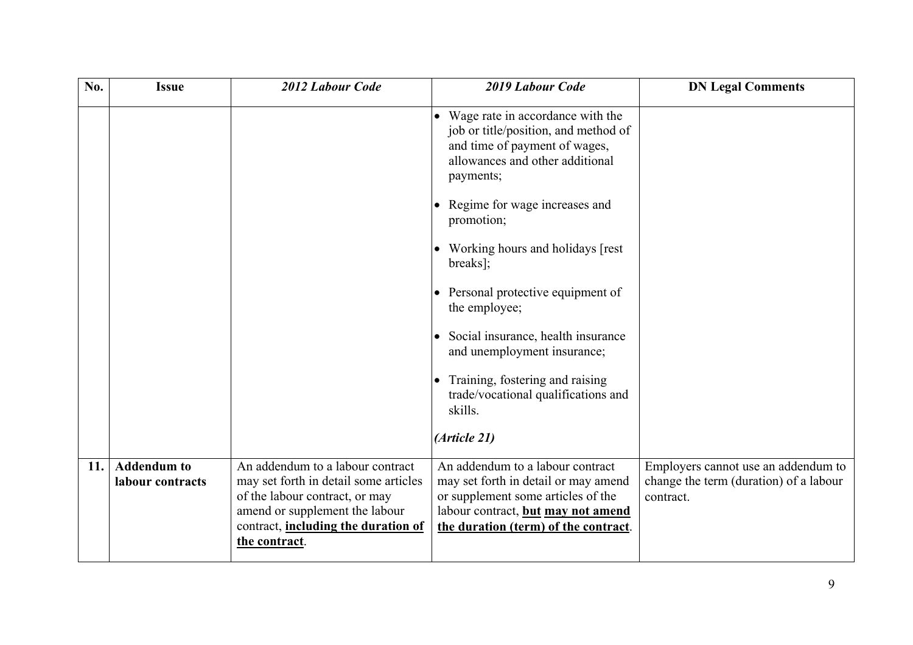| No. | Issue | *2012 Labour Code* | *2019 Labour Code* | DN Legal Comments |
|---|---|---|---|---|
| | | | • Wage rate in accordance with the job or title/position, and method of and time of payment of wages, allowances and other additional payments;<br><br>• Regime for wage increases and promotion;<br><br>• Working hours and holidays [rest breaks];<br><br>• Personal protective equipment of the employee;<br><br>• Social insurance, health insurance and unemployment insurance;<br><br>• Training, fostering and raising trade/vocational qualifications and skills.<br><br>***(Article 21)*** | |
| **11.** | **Addendum to labour contracts** | An addendum to a labour contract may set forth in detail some articles of the labour contract, or may amend or supplement the labour contract, **<u>including the duration of the contract</u>**. | An addendum to a labour contract may set forth in detail or may amend or supplement some articles of the labour contract, **but <u>may not amend the duration (term) of the contract</u>**. | Employers cannot use an addendum to change the term (duration) of a labour contract. |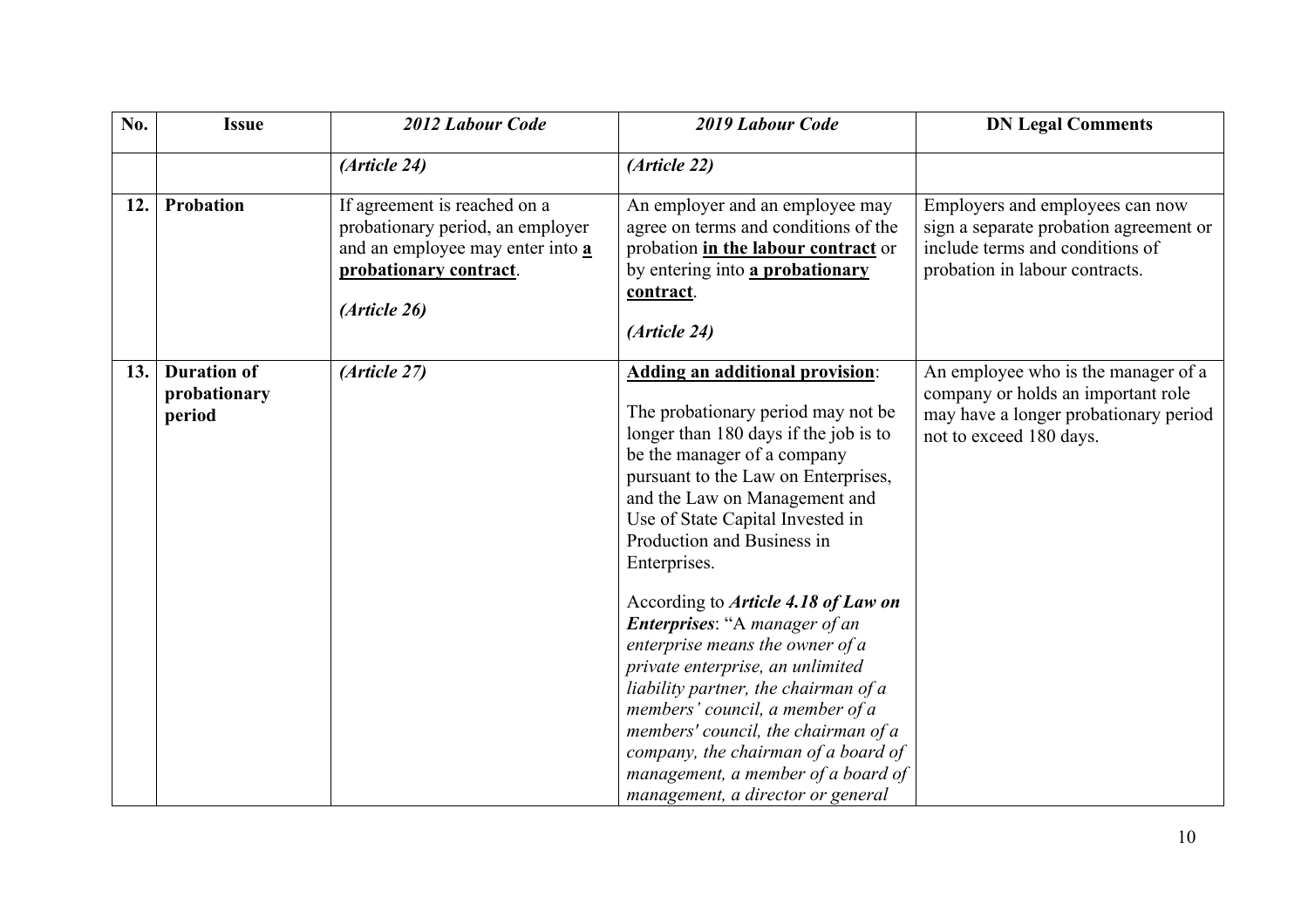| No. | Issue | *2012 Labour Code* | *2019 Labour Code* | DN Legal Comments |
|---|---|---|---|---|
| | | *(Article 24)* | *(Article 22)* | |
| 12. | **Probation** | If agreement is reached on a probationary period, an employer and an employee may enter into **a probationary contract**.<br><br>*(Article 26)* | An employer and an employee may agree on terms and conditions of the probation **in the labour contract** or by entering into **a probationary contract**.<br><br>*(Article 24)* | Employers and employees can now sign a separate probation agreement or include terms and conditions of probation in labour contracts. |
| 13. | **Duration of probationary period** | *(Article 27)* | **Adding an additional provision**:<br><br>The probationary period may not be longer than 180 days if the job is to be the manager of a company pursuant to the Law on Enterprises, and the Law on Management and Use of State Capital Invested in Production and Business in Enterprises.<br><br>According to ***Article 4.18 of Law on Enterprises***: "A *manager of an enterprise means the owner of a private enterprise, an unlimited liability partner, the chairman of a members' council, a member of a members' council, the chairman of a company, the chairman of a board of management, a member of a board of management, a director or general* | An employee who is the manager of a company or holds an important role may have a longer probationary period not to exceed 180 days. |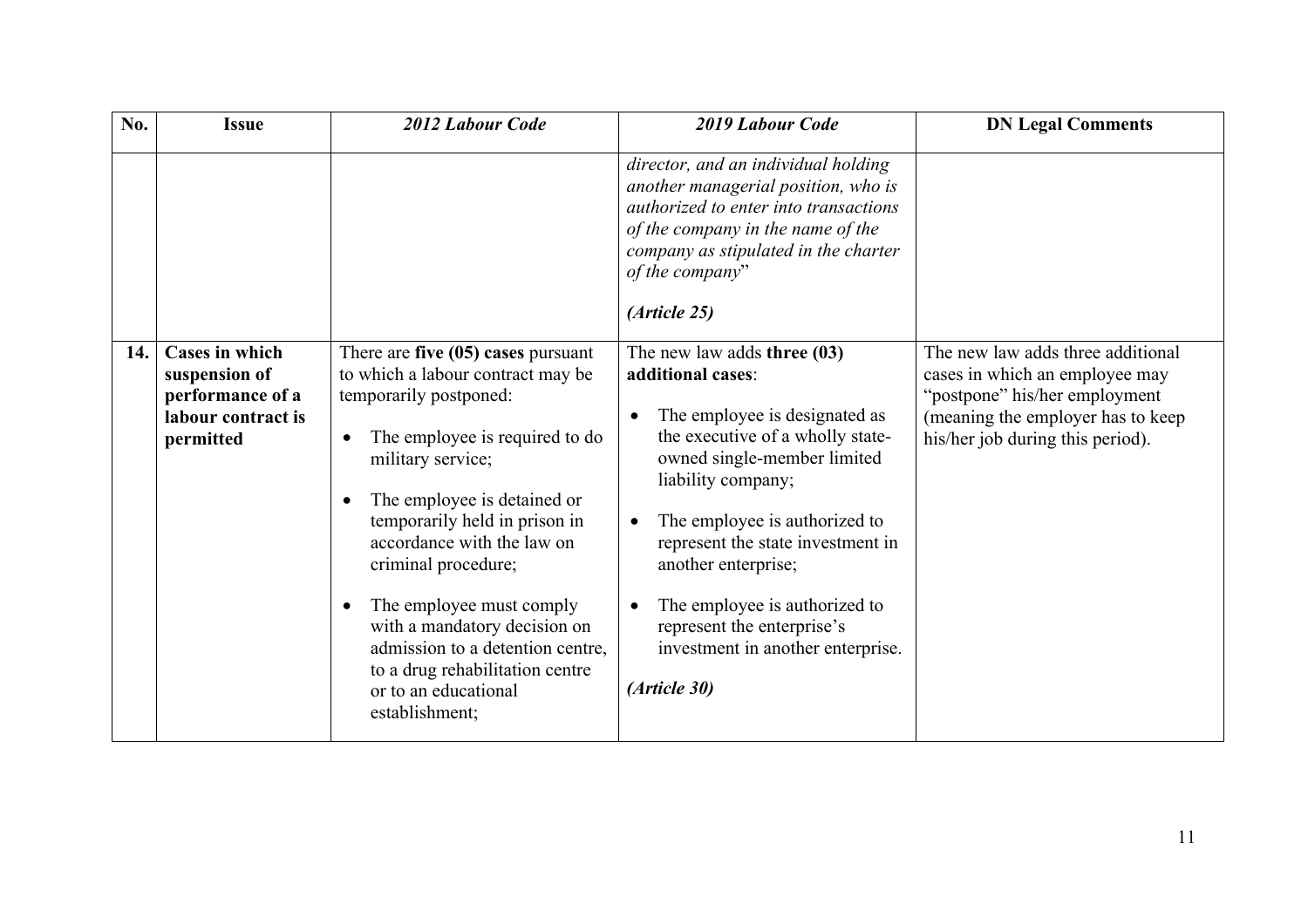| No. | Issue | *2012 Labour Code* | *2019 Labour Code* | DN Legal Comments |
|---|---|---|---|---|
| | | | *director, and an individual holding another managerial position, who is authorized to enter into transactions of the company in the name of the company as stipulated in the charter of the company*"<br><br>***(Article 25)*** | |
| **14.** | **Cases in which suspension of performance of a labour contract is permitted** | There are **five (05) cases** pursuant to which a labour contract may be temporarily postponed:<br><br>• The employee is required to do military service;<br><br>• The employee is detained or temporarily held in prison in accordance with the law on criminal procedure;<br><br>• The employee must comply with a mandatory decision on admission to a detention centre, to a drug rehabilitation centre or to an educational establishment; | The new law adds **three (03) additional cases**:<br><br>• The employee is designated as the executive of a wholly state-owned single-member limited liability company;<br><br>• The employee is authorized to represent the state investment in another enterprise;<br><br>• The employee is authorized to represent the enterprise's investment in another enterprise.<br><br>***(Article 30)*** | The new law adds three additional cases in which an employee may "postpone" his/her employment (meaning the employer has to keep his/her job during this period). |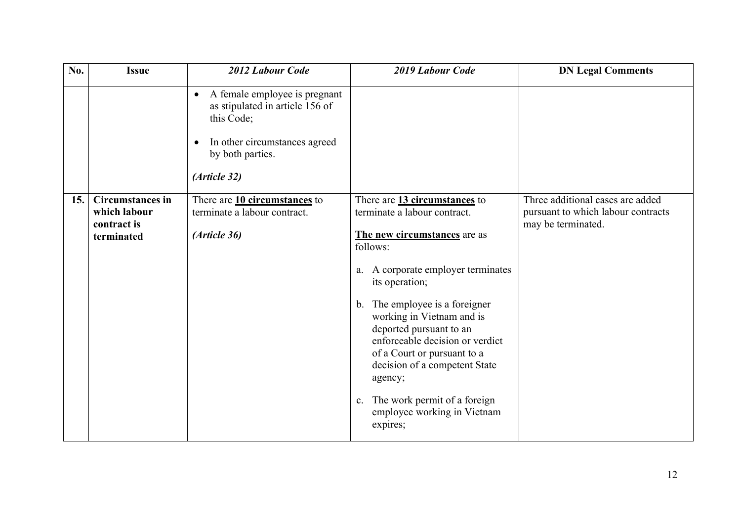| No. | Issue | *2012 Labour Code* | *2019 Labour Code* | DN Legal Comments |
|---|---|---|---|---|
| | | • A female employee is pregnant as stipulated in article 156 of this Code;<br><br>• In other circumstances agreed by both parties.<br><br>***(Article 32)*** | | |
| **15.** | **Circumstances in which labour contract is terminated** | There are **10 circumstances** to terminate a labour contract.<br><br>***(Article 36)*** | There are **13 circumstances** to terminate a labour contract.<br><br>**The new circumstances** are as follows:<br><br>a. A corporate employer terminates its operation;<br><br>b. The employee is a foreigner working in Vietnam and is deported pursuant to an enforceable decision or verdict of a Court or pursuant to a decision of a competent State agency;<br><br>c. The work permit of a foreign employee working in Vietnam expires; | Three additional cases are added pursuant to which labour contracts may be terminated. |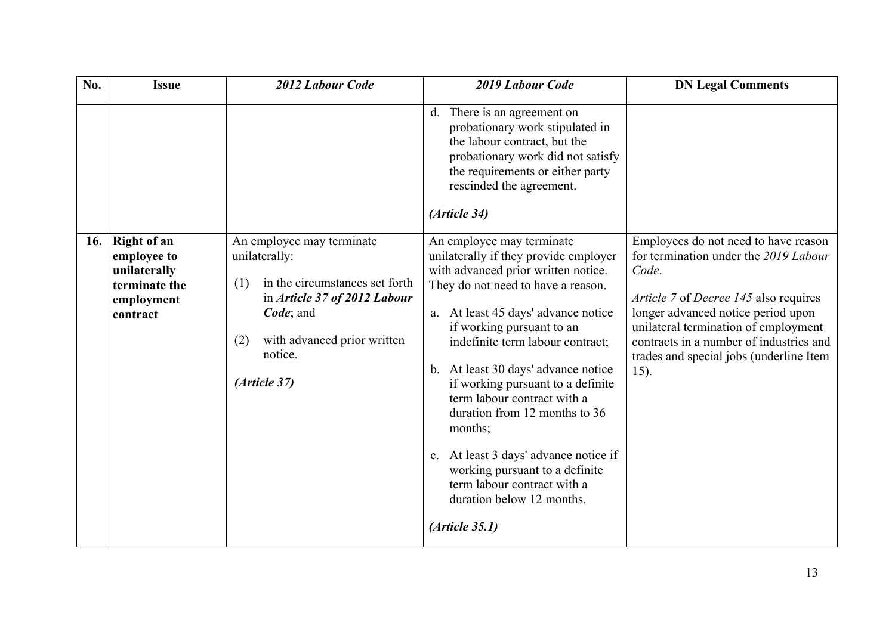| No. | Issue | *2012 Labour Code* | *2019 Labour Code* | DN Legal Comments |
|---|---|---|---|---|
| | | | d. There is an agreement on probationary work stipulated in the labour contract, but the probationary work did not satisfy the requirements or either party rescinded the agreement.<br><br>***(Article 34)*** | |
| **16.** | **Right of an employee to unilaterally terminate the employment contract** | An employee may terminate unilaterally:<br><br>(1) in the circumstances set forth in ***Article 37 of 2012 Labour Code***; and<br><br>(2) with advanced prior written notice.<br><br>***(Article 37)*** | An employee may terminate unilaterally if they provide employer with advanced prior written notice. They do not need to have a reason.<br><br>a. At least 45 days' advance notice if working pursuant to an indefinite term labour contract;<br><br>b. At least 30 days' advance notice if working pursuant to a definite term labour contract with a duration from 12 months to 36 months;<br><br>c. At least 3 days' advance notice if working pursuant to a definite term labour contract with a duration below 12 months.<br><br>***(Article 35.1)*** | Employees do not need to have reason for termination under the *2019 Labour Code*.<br><br>*Article 7* of *Decree 145* also requires longer advanced notice period upon unilateral termination of employment contracts in a number of industries and trades and special jobs (underline Item 15). |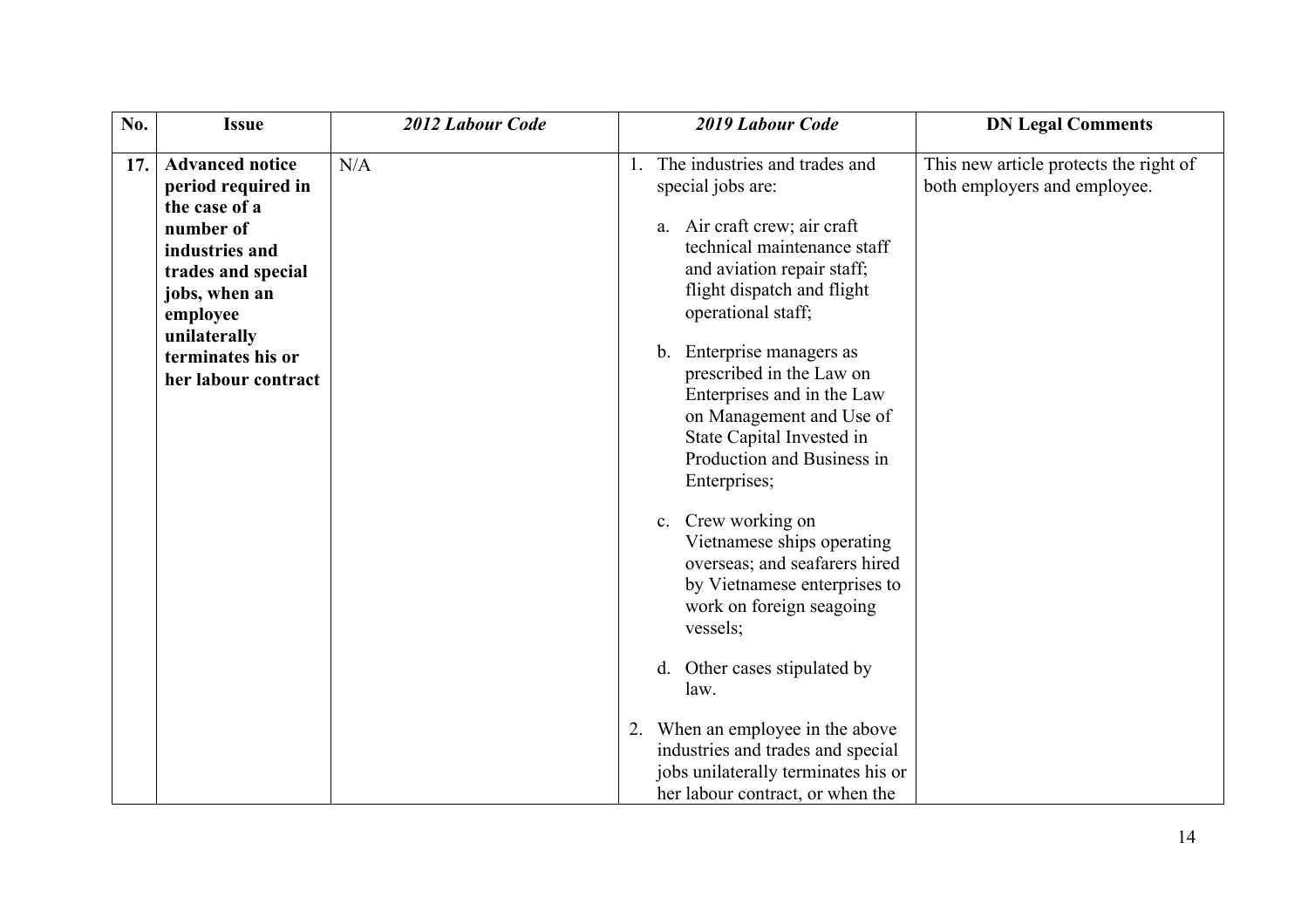| No. | Issue | *2012 Labour Code* | *2019 Labour Code* | DN Legal Comments |
|---|---|---|---|---|
| **17.** | **Advanced notice period required in the case of a number of industries and trades and special jobs, when an employee unilaterally terminates his or her labour contract** | N/A | 1. The industries and trades and special jobs are:<br><br>a. Air craft crew; air craft technical maintenance staff and aviation repair staff; flight dispatch and flight operational staff;<br><br>b. Enterprise managers as prescribed in the Law on Enterprises and in the Law on Management and Use of State Capital Invested in Production and Business in Enterprises;<br><br>c. Crew working on Vietnamese ships operating overseas; and seafarers hired by Vietnamese enterprises to work on foreign seagoing vessels;<br><br>d. Other cases stipulated by law.<br><br>2. When an employee in the above industries and trades and special jobs unilaterally terminates his or her labour contract, or when the | This new article protects the right of both employers and employee. |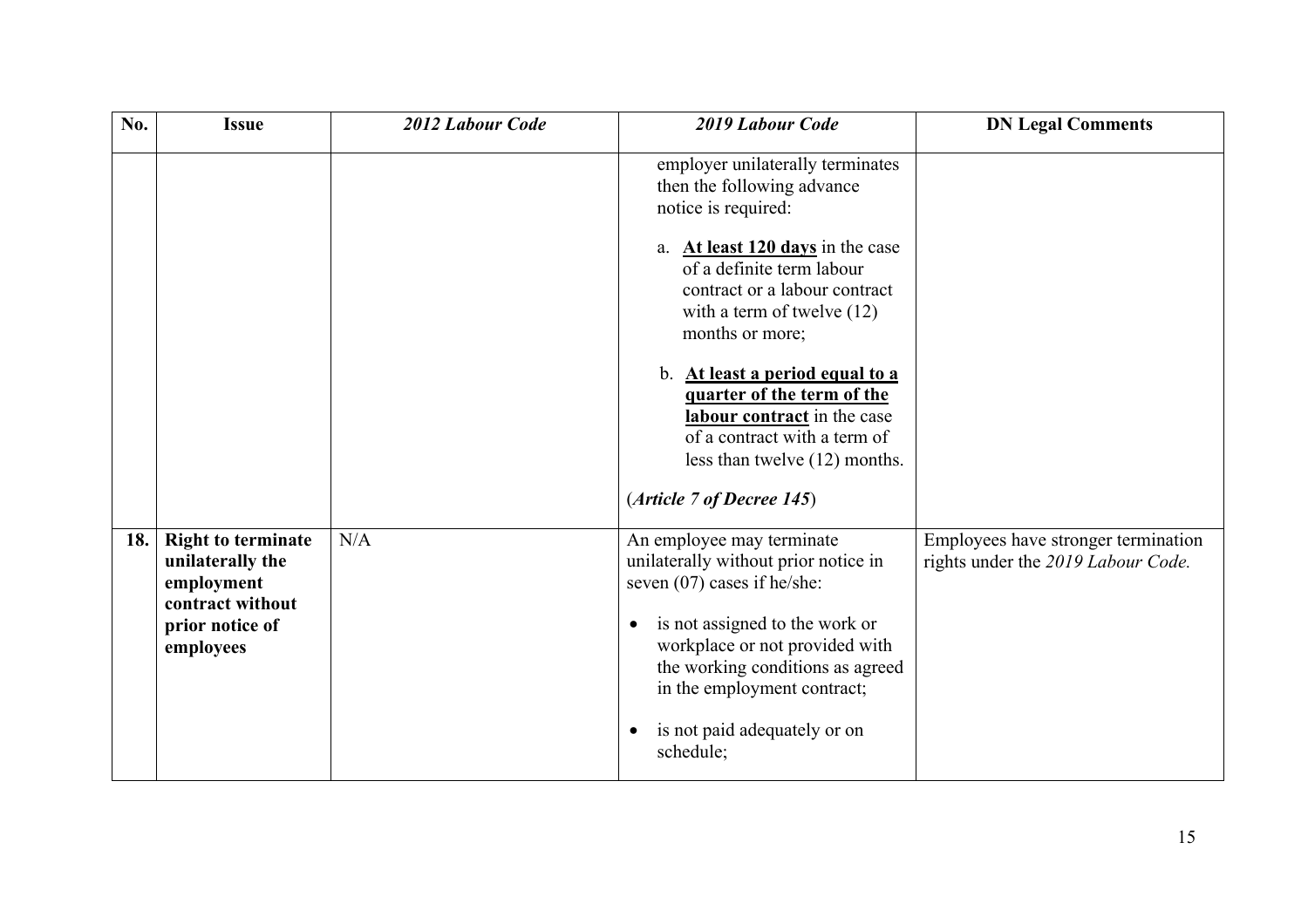| No. | Issue | *2012 Labour Code* | *2019 Labour Code* | DN Legal Comments |
|---|---|---|---|---|
| | | | employer unilaterally terminates then the following advance notice is required:<br><br>a. **At least 120 days** in the case of a definite term labour contract or a labour contract with a term of twelve (12) months or more;<br><br>b. **At least a period equal to a quarter of the term of the labour contract** in the case of a contract with a term of less than twelve (12) months.<br><br>(***Article 7 of Decree 145***) | |
| **18.** | **Right to terminate unilaterally the employment contract without prior notice of employees** | N/A | An employee may terminate unilaterally without prior notice in seven (07) cases if he/she:<br><br>• is not assigned to the work or workplace or not provided with the working conditions as agreed in the employment contract;<br><br>• is not paid adequately or on schedule; | Employees have stronger termination rights under the *2019 Labour Code.* |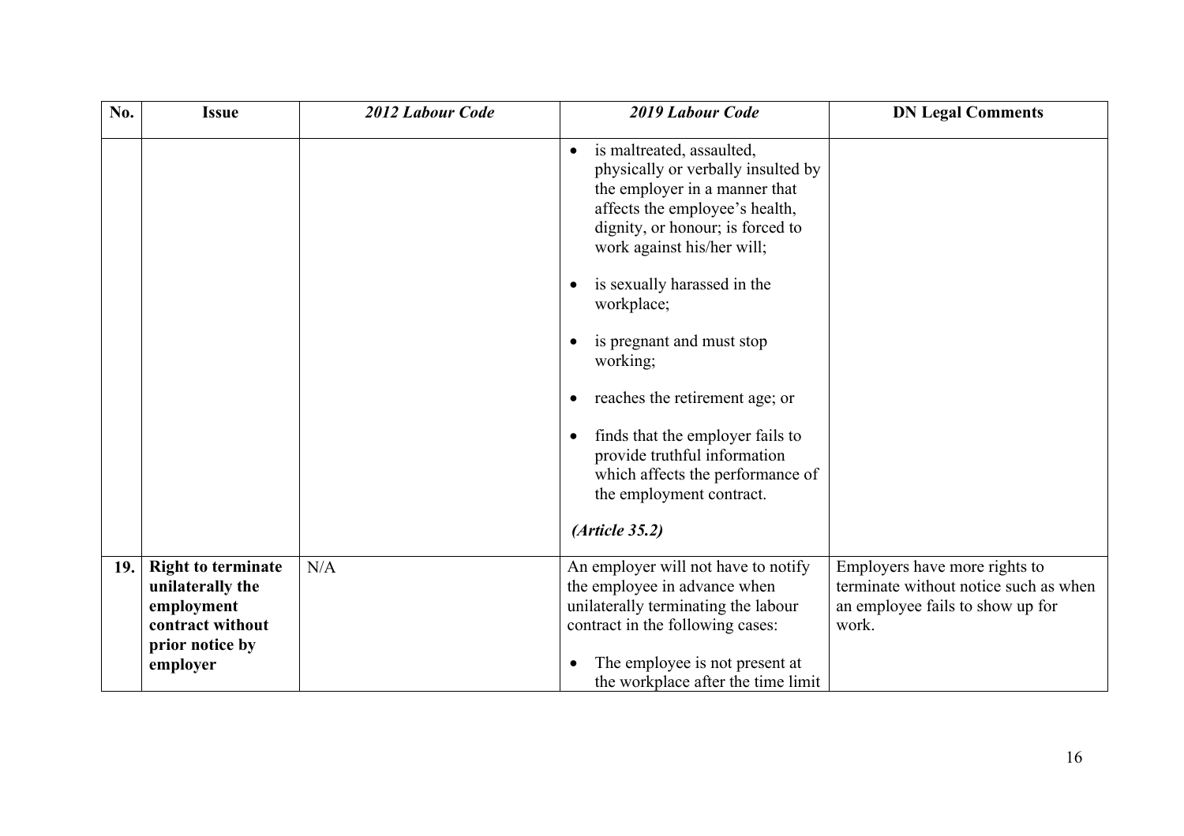| No. | Issue | *2012 Labour Code* | *2019 Labour Code* | DN Legal Comments |
|---|---|---|---|---|
| | | | • is maltreated, assaulted, physically or verbally insulted by the employer in a manner that affects the employee's health, dignity, or honour; is forced to work against his/her will;<br><br>• is sexually harassed in the workplace;<br><br>• is pregnant and must stop working;<br><br>• reaches the retirement age; or<br><br>• finds that the employer fails to provide truthful information which affects the performance of the employment contract.<br><br>*(Article 35.2)* | |
| **19.** | **Right to terminate unilaterally the employment contract without prior notice by employer** | N/A | An employer will not have to notify the employee in advance when unilaterally terminating the labour contract in the following cases:<br><br>• The employee is not present at the workplace after the time limit | Employers have more rights to terminate without notice such as when an employee fails to show up for work. |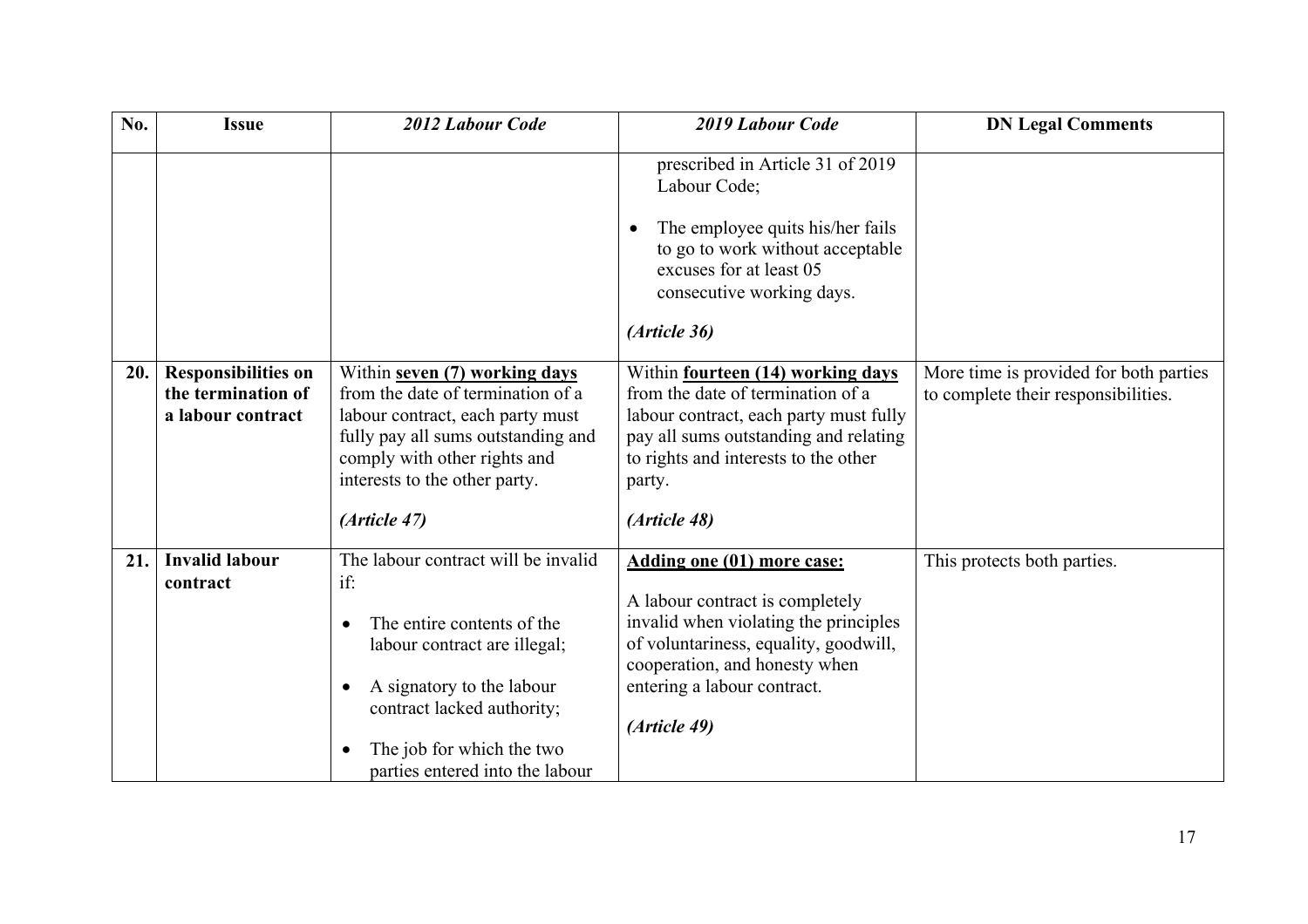| No. | Issue | *2012 Labour Code* | *2019 Labour Code* | DN Legal Comments |
|---|---|---|---|---|
| | | | prescribed in Article 31 of 2019 Labour Code;<br><br>• The employee quits his/her fails to go to work without acceptable excuses for at least 05 consecutive working days.<br><br>***(Article 36)*** | |
| **20.** | **Responsibilities on the termination of a labour contract** | Within **seven (7) working days** from the date of termination of a labour contract, each party must fully pay all sums outstanding and comply with other rights and interests to the other party.<br><br>***(Article 47)*** | Within **fourteen (14) working days** from the date of termination of a labour contract, each party must fully pay all sums outstanding and relating to rights and interests to the other party.<br><br>***(Article 48)*** | More time is provided for both parties to complete their responsibilities. |
| **21.** | **Invalid labour contract** | The labour contract will be invalid if:<br><br>• The entire contents of the labour contract are illegal;<br><br>• A signatory to the labour contract lacked authority;<br><br>• The job for which the two parties entered into the labour | **Adding one (01) more case:**<br><br>A labour contract is completely invalid when violating the principles of voluntariness, equality, goodwill, cooperation, and honesty when entering a labour contract.<br><br>***(Article 49)*** | This protects both parties. |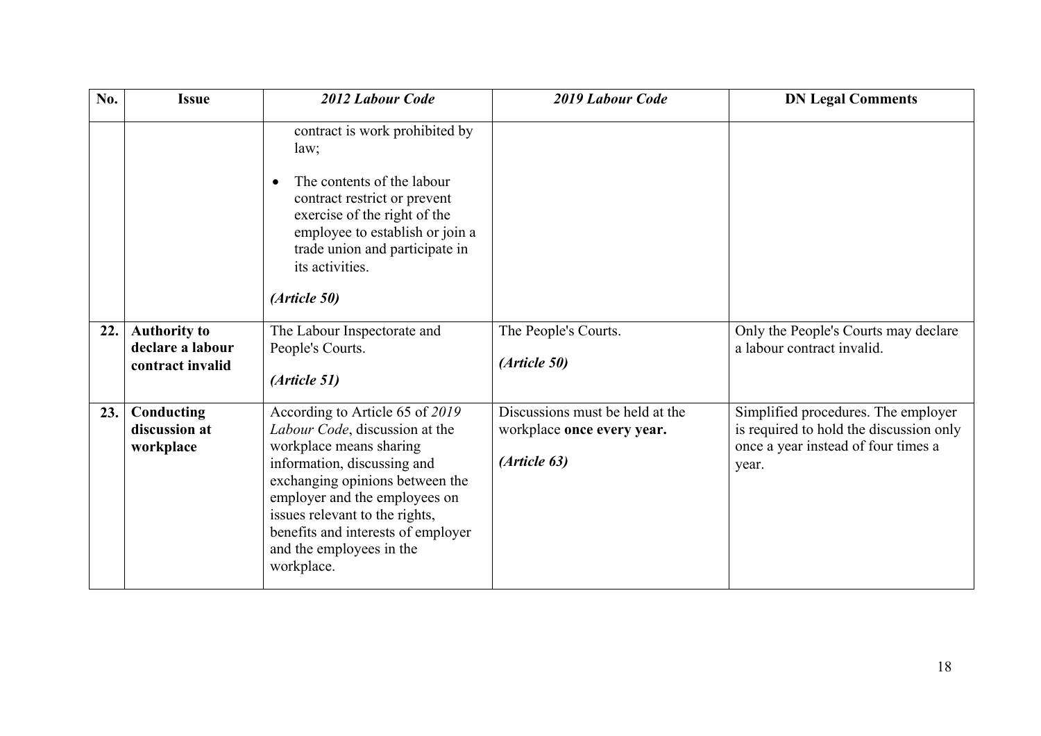| No. | Issue | *2012 Labour Code* | *2019 Labour Code* | DN Legal Comments |
|---|---|---|---|---|
| | | contract is work prohibited by law; <br>• The contents of the labour contract restrict or prevent exercise of the right of the employee to establish or join a trade union and participate in its activities. <br>***(Article 50)*** | | |
| **22.** | **Authority to declare a labour contract invalid** | The Labour Inspectorate and People's Courts. <br>***(Article 51)*** | The People's Courts. <br>***(Article 50)*** | Only the People's Courts may declare a labour contract invalid. |
| **23.** | **Conducting discussion at workplace** | According to Article 65 of *2019 Labour Code*, discussion at the workplace means sharing information, discussing and exchanging opinions between the employer and the employees on issues relevant to the rights, benefits and interests of employer and the employees in the workplace. | Discussions must be held at the workplace **once every year.** <br>***(Article 63)*** | Simplified procedures. The employer is required to hold the discussion only once a year instead of four times a year. |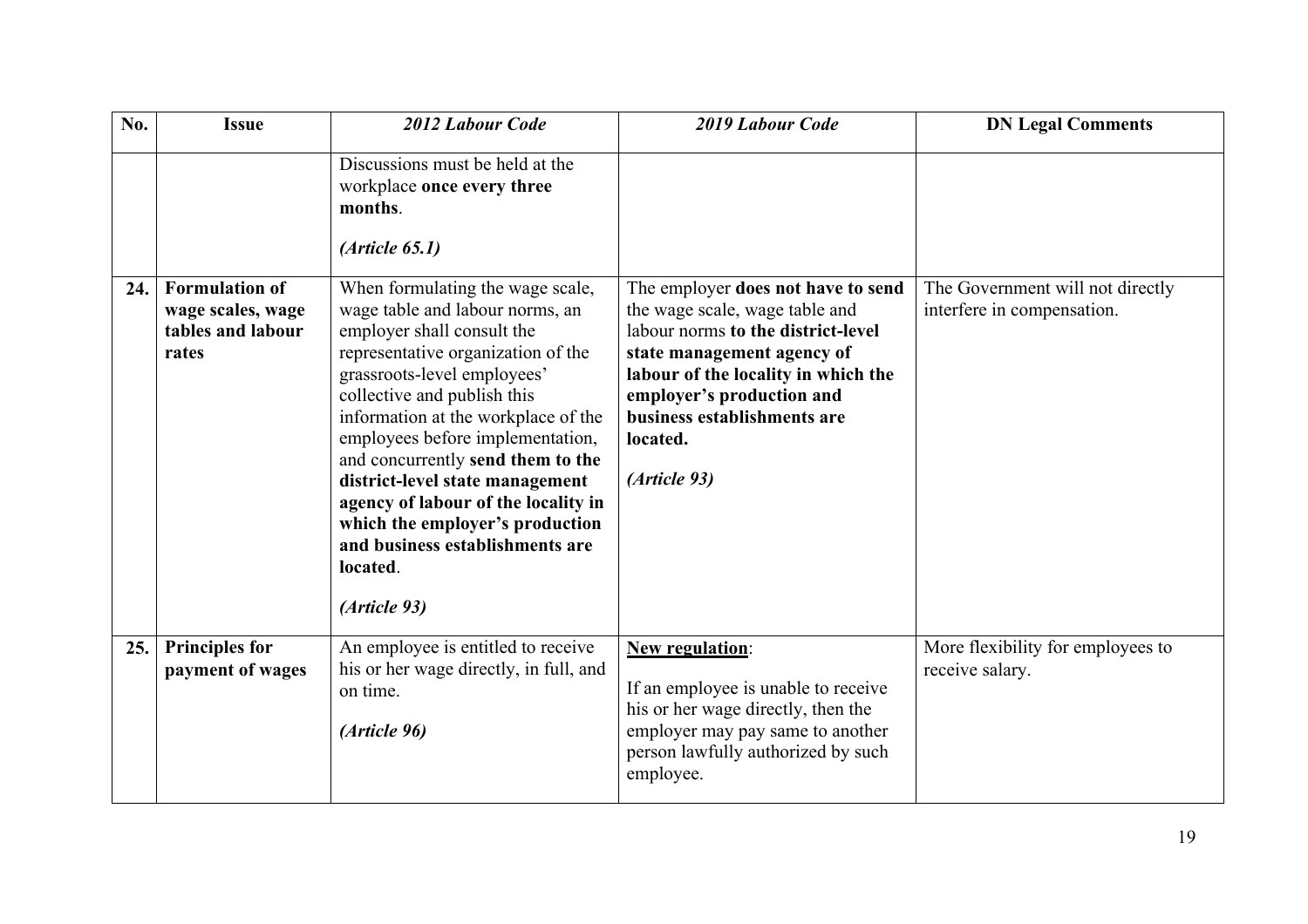| No. | Issue | *2012 Labour Code* | *2019 Labour Code* | DN Legal Comments |
|---|---|---|---|---|
| | | Discussions must be held at the workplace **once every three months**.<br><br>***(Article 65.1)*** | | |
| **24.** | **Formulation of wage scales, wage tables and labour rates** | When formulating the wage scale, wage table and labour norms, an employer shall consult the representative organization of the grassroots-level employees' collective and publish this information at the workplace of the employees before implementation, and concurrently **send them to the district-level state management agency of labour of the locality in which the employer's production and business establishments are located**.<br><br>***(Article 93)*** | The employer **does not have to send** the wage scale, wage table and labour norms **to the district-level state management agency of labour of the locality in which the employer's production and business establishments are located.**<br><br>***(Article 93)*** | The Government will not directly interfere in compensation. |
| **25.** | **Principles for payment of wages** | An employee is entitled to receive his or her wage directly, in full, and on time.<br><br>***(Article 96)*** | **New regulation**:<br><br>If an employee is unable to receive his or her wage directly, then the employer may pay same to another person lawfully authorized by such employee. | More flexibility for employees to receive salary. |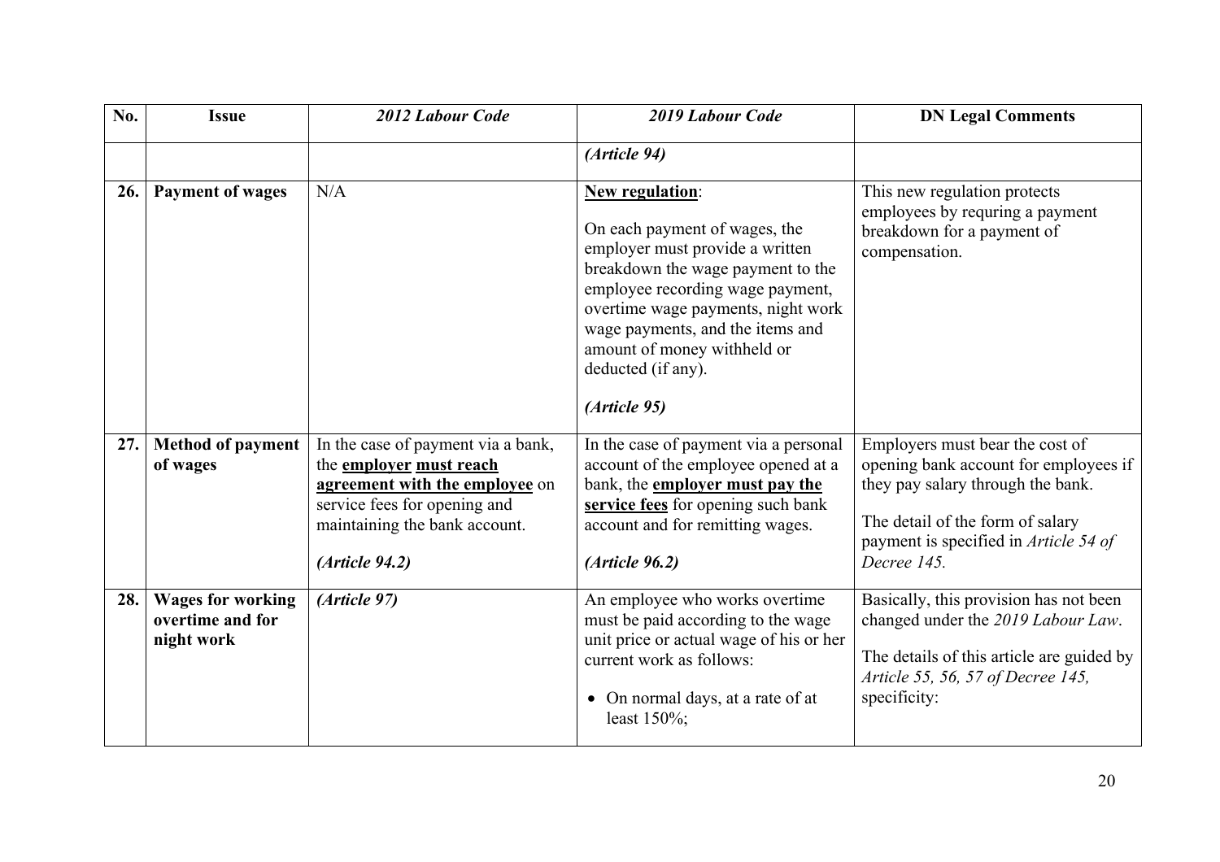| No. | Issue | *2012 Labour Code* | *2019 Labour Code* | DN Legal Comments |
|---|---|---|---|---|
| | | | ***(Article 94)*** | |
| **26.** | **Payment of wages** | N/A | **New regulation**:<br><br>On each payment of wages, the employer must provide a written breakdown the wage payment to the employee recording wage payment, overtime wage payments, night work wage payments, and the items and amount of money withheld or deducted (if any).<br><br>***(Article 95)*** | This new regulation protects employees by requring a payment breakdown for a payment of compensation. |
| **27.** | **Method of payment of wages** | In the case of payment via a bank, the **employer must reach agreement with the employee** on service fees for opening and maintaining the bank account.<br><br>***(Article 94.2)*** | In the case of payment via a personal account of the employee opened at a bank, the **employer must pay the service fees** for opening such bank account and for remitting wages.<br><br>***(Article 96.2)*** | Employers must bear the cost of opening bank account for employees if they pay salary through the bank.<br><br>The detail of the form of salary payment is specified in *Article 54 of Decree 145.* |
| **28.** | **Wages for working overtime and for night work** | ***(Article 97)*** | An employee who works overtime must be paid according to the wage unit price or actual wage of his or her current work as follows:<br><br>• On normal days, at a rate of at least 150%; | Basically, this provision has not been changed under the *2019 Labour Law*.<br><br>The details of this article are guided by *Article 55, 56, 57 of Decree 145,* specificity: |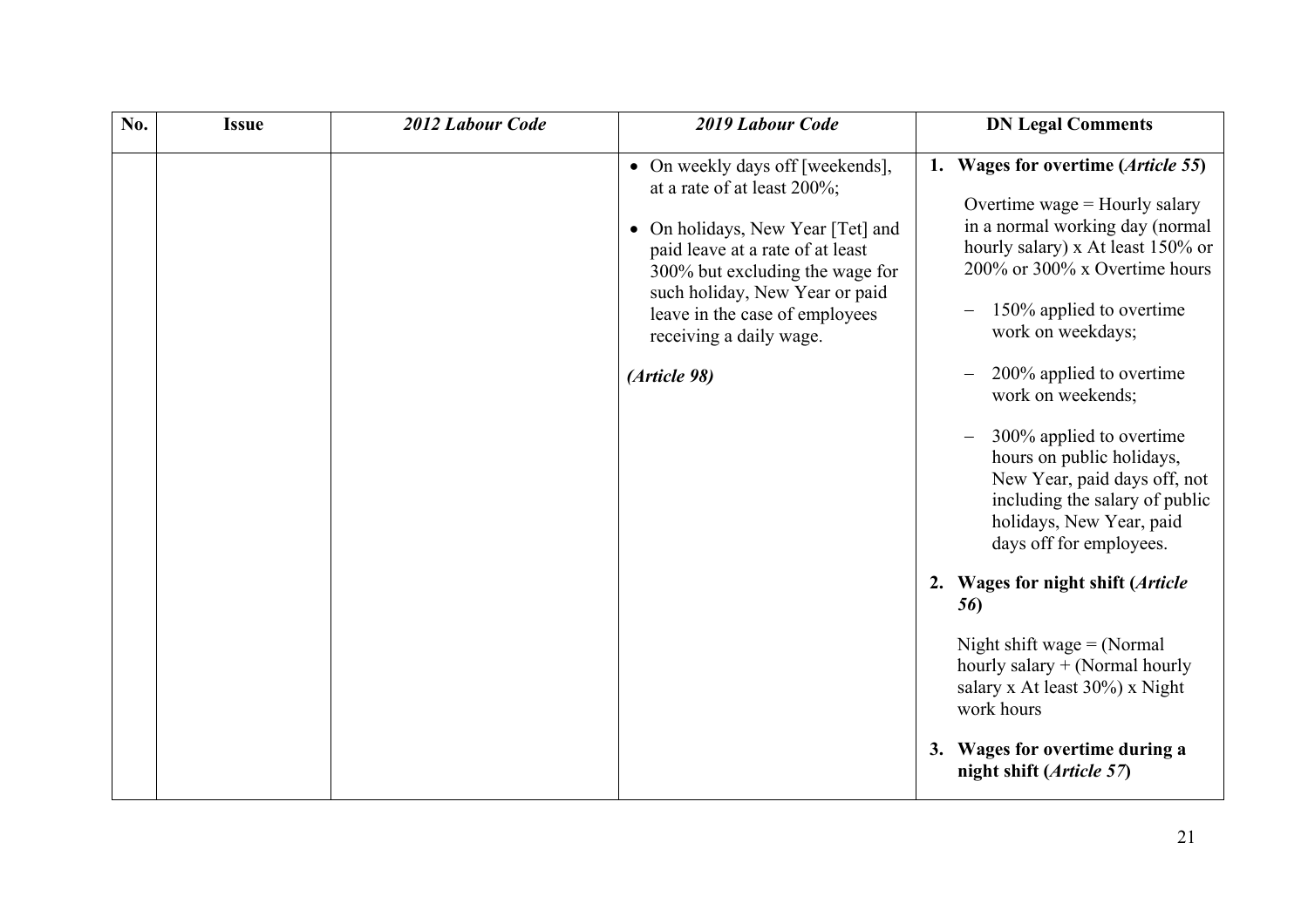| No. | Issue | *2012 Labour Code* | *2019 Labour Code* | DN Legal Comments |
|---|---|---|---|---|
| | | | • On weekly days off [weekends], at a rate of at least 200%;<br><br>• On holidays, New Year [Tet] and paid leave at a rate of at least 300% but excluding the wage for such holiday, New Year or paid leave in the case of employees receiving a daily wage.<br><br>***(Article 98)*** | **1. Wages for overtime (*Article 55*)**<br><br>Overtime wage = Hourly salary in a normal working day (normal hourly salary) x At least 150% or 200% or 300% x Overtime hours<br><br>– 150% applied to overtime work on weekdays;<br><br>– 200% applied to overtime work on weekends;<br><br>– 300% applied to overtime hours on public holidays, New Year, paid days off, not including the salary of public holidays, New Year, paid days off for employees.<br><br>**2. Wages for night shift (*Article 56*)**<br><br>Night shift wage = (Normal hourly salary + (Normal hourly salary x At least 30%) x Night work hours<br><br>**3. Wages for overtime during a night shift (*Article 57*)** |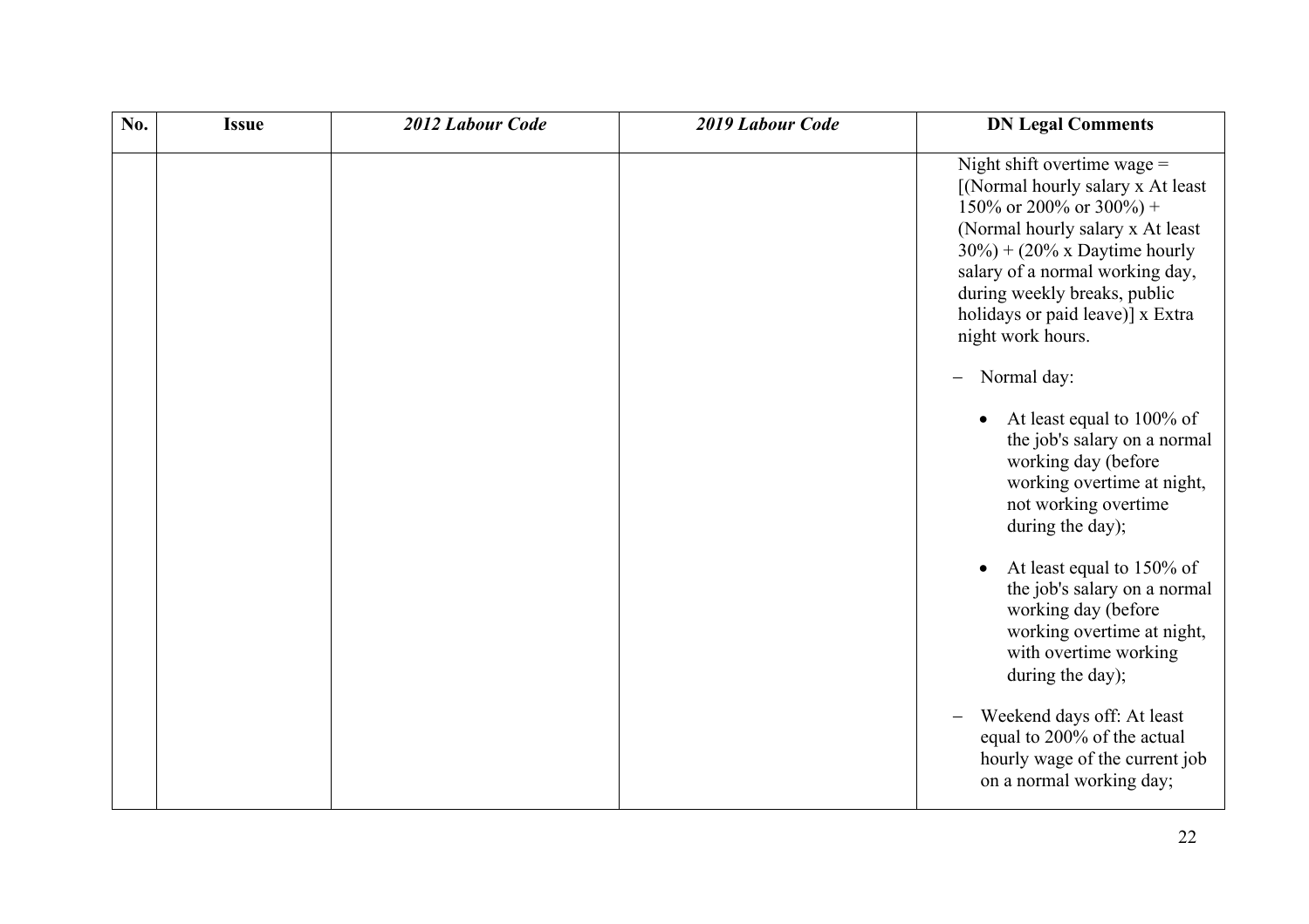| No. | Issue | *2012 Labour Code* | *2019 Labour Code* | DN Legal Comments |
|---|---|---|---|---|
| | | | | Night shift overtime wage = [(Normal hourly salary x At least 150% or 200% or 300%) + (Normal hourly salary x At least 30%) + (20% x Daytime hourly salary of a normal working day, during weekly breaks, public holidays or paid leave)] x Extra night work hours.<br><br>– Normal day:<br><br>• At least equal to 100% of the job's salary on a normal working day (before working overtime at night, not working overtime during the day);<br><br>• At least equal to 150% of the job's salary on a normal working day (before working overtime at night, with overtime working during the day);<br><br>– Weekend days off: At least equal to 200% of the actual hourly wage of the current job on a normal working day; |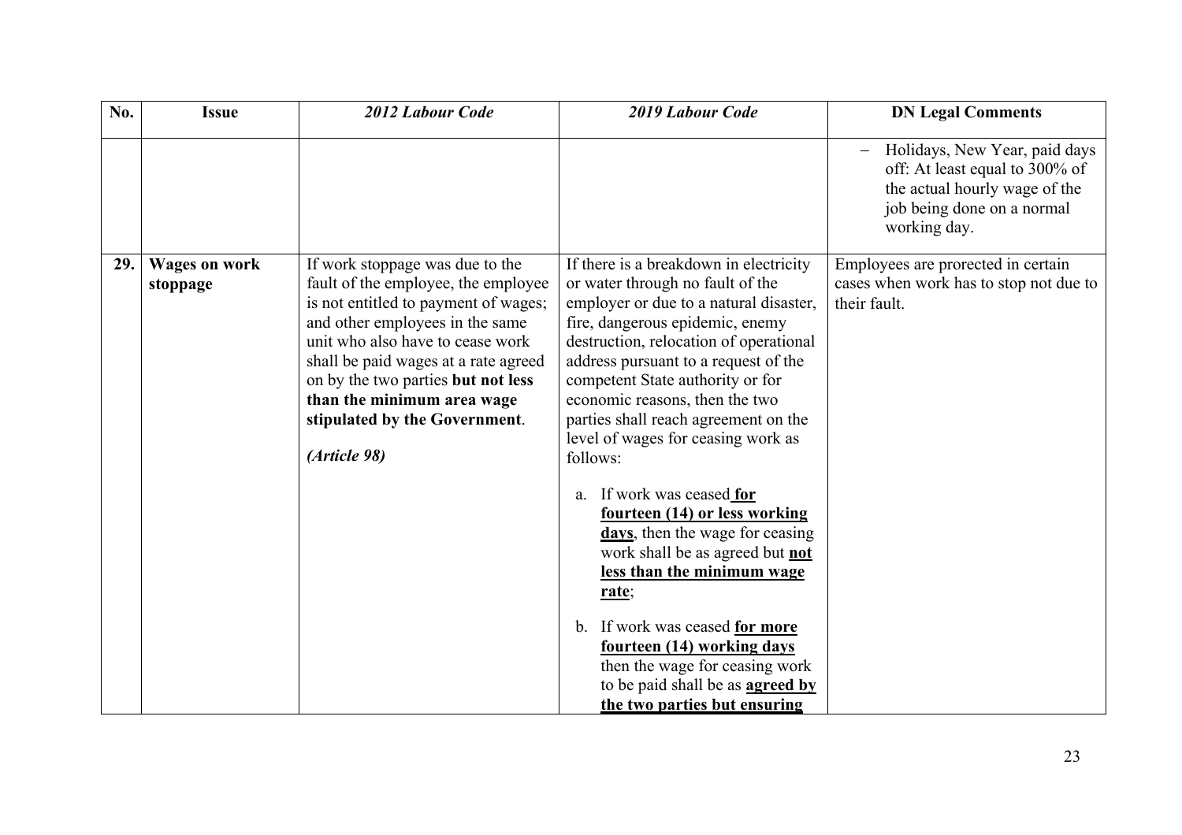| No. | Issue | *2012 Labour Code* | *2019 Labour Code* | DN Legal Comments |
|---|---|---|---|---|
| | | | | – Holidays, New Year, paid days off: At least equal to 300% of the actual hourly wage of the job being done on a normal working day. |
| **29.** | **Wages on work stoppage** | If work stoppage was due to the fault of the employee, the employee is not entitled to payment of wages; and other employees in the same unit who also have to cease work shall be paid wages at a rate agreed on by the two parties **but not less than the minimum area wage stipulated by the Government**.<br><br>***(Article 98)*** | If there is a breakdown in electricity or water through no fault of the employer or due to a natural disaster, fire, dangerous epidemic, enemy destruction, relocation of operational address pursuant to a request of the competent State authority or for economic reasons, then the two parties shall reach agreement on the level of wages for ceasing work as follows:<br><br>a. If work was ceased **<u>for fourteen (14) or less working days</u>**, then the wage for ceasing work shall be as agreed but **<u>not less than the minimum wage rate</u>**;<br><br>b. If work was ceased **<u>for more fourteen (14) working days</u>** then the wage for ceasing work to be paid shall be as **<u>agreed by the two parties but ensuring</u>** | Employees are prorected in certain cases when work has to stop not due to their fault. |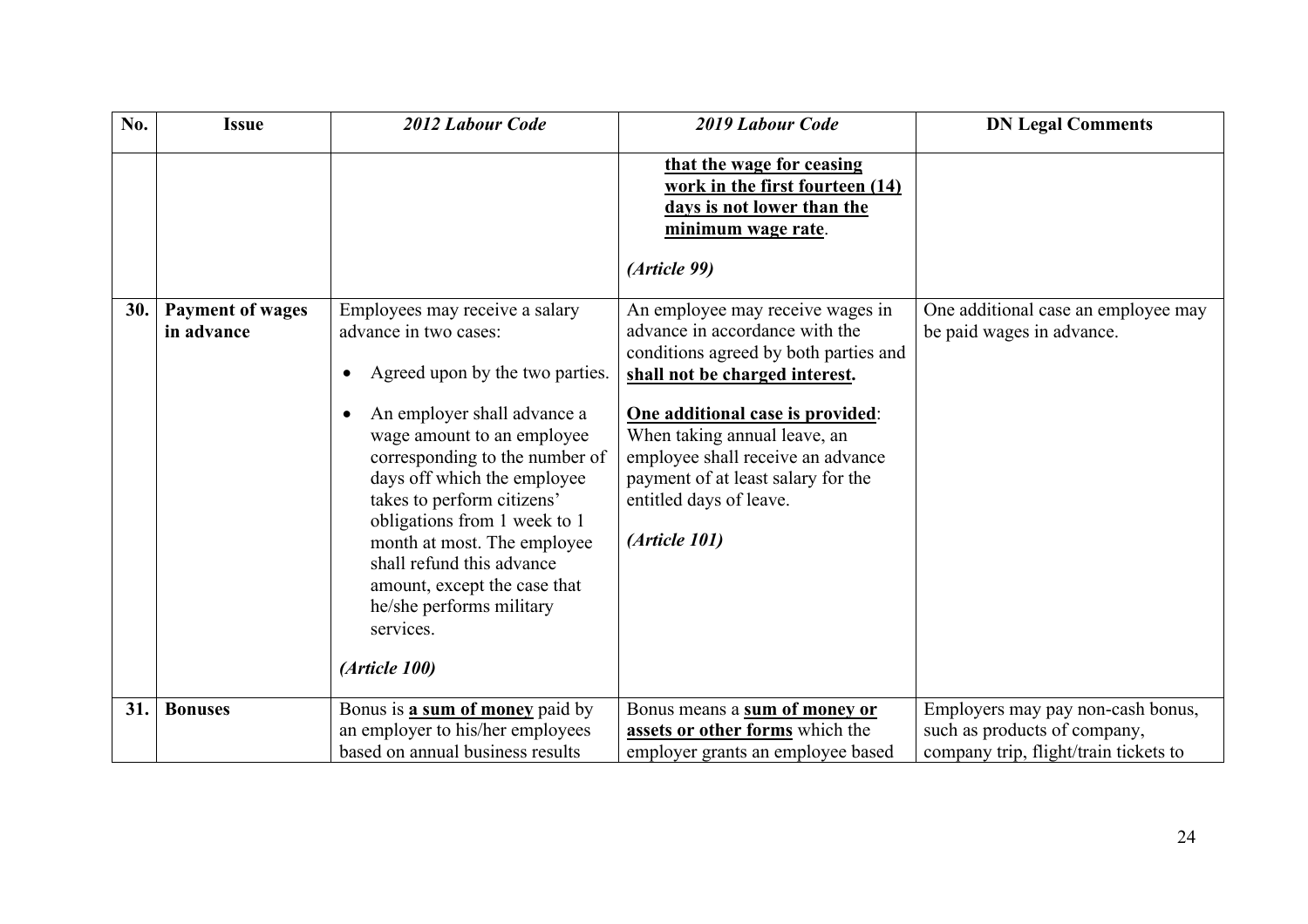| No. | Issue | *2012 Labour Code* | *2019 Labour Code* | DN Legal Comments |
|---|---|---|---|---|
| | | | **<u>that the wage for ceasing work in the first fourteen (14) days is not lower than the minimum wage rate</u>**.<br><br>***(Article 99)*** | |
| **30.** | **Payment of wages in advance** | Employees may receive a salary advance in two cases:<br><br>• Agreed upon by the two parties.<br><br>• An employer shall advance a wage amount to an employee corresponding to the number of days off which the employee takes to perform citizens' obligations from 1 week to 1 month at most. The employee shall refund this advance amount, except the case that he/she performs military services.<br><br>***(Article 100)*** | An employee may receive wages in advance in accordance with the conditions agreed by both parties and **<u>shall not be charged interest</u>.**<br><br>**<u>One additional case is provided</u>**: When taking annual leave, an employee shall receive an advance payment of at least salary for the entitled days of leave.<br><br>***(Article 101)*** | One additional case an employee may be paid wages in advance. |
| **31.** | **Bonuses** | Bonus is **<u>a sum of money</u>** paid by an employer to his/her employees based on annual business results | Bonus means a **<u>sum of money or assets or other forms</u>** which the employer grants an employee based | Employers may pay non-cash bonus, such as products of company, company trip, flight/train tickets to |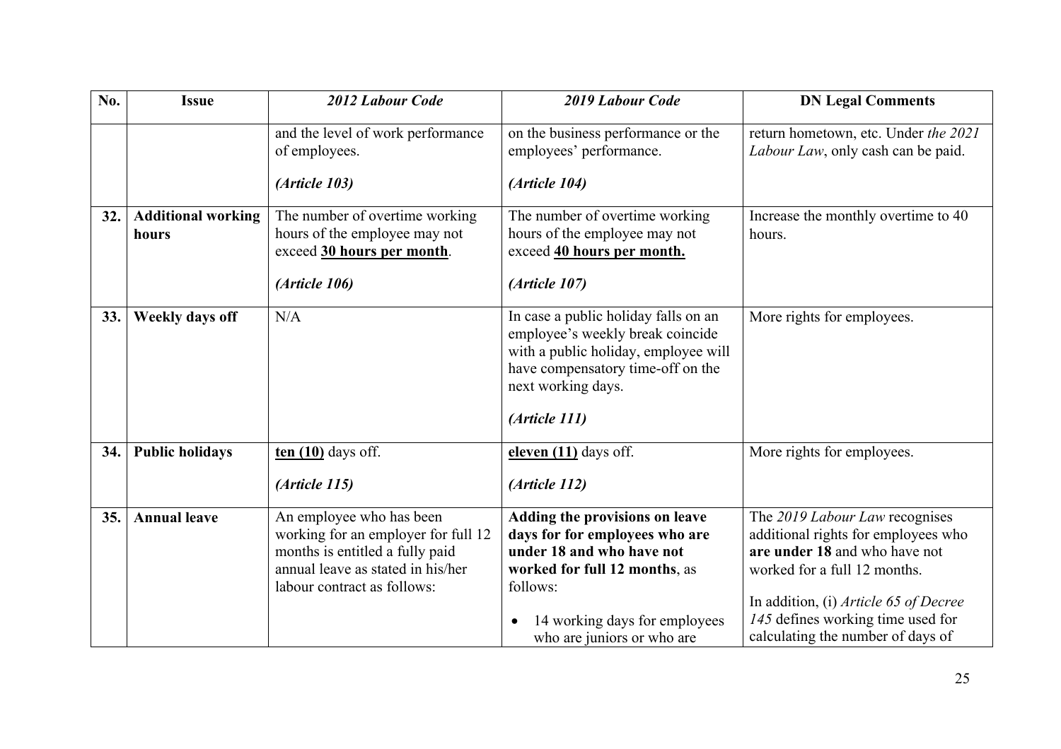| No. | Issue | *2012 Labour Code* | *2019 Labour Code* | DN Legal Comments |
|---|---|---|---|---|
| | | and the level of work performance of employees.<br><br>***(Article 103)*** | on the business performance or the employees' performance.<br><br>***(Article 104)*** | return hometown, etc. Under *the 2021 Labour Law*, only cash can be paid. |
| **32.** | **Additional working hours** | The number of overtime working hours of the employee may not exceed **30 hours per month**.<br><br>***(Article 106)*** | The number of overtime working hours of the employee may not exceed **40 hours per month.**<br><br>***(Article 107)*** | Increase the monthly overtime to 40 hours. |
| **33.** | **Weekly days off** | N/A | In case a public holiday falls on an employee's weekly break coincide with a public holiday, employee will have compensatory time-off on the next working days.<br><br>***(Article 111)*** | More rights for employees. |
| **34.** | **Public holidays** | **ten (10)** days off.<br><br>***(Article 115)*** | **eleven (11)** days off.<br><br>***(Article 112)*** | More rights for employees. |
| **35.** | **Annual leave** | An employee who has been working for an employer for full 12 months is entitled a fully paid annual leave as stated in his/her labour contract as follows: | **Adding the provisions on leave days for for employees who are under 18 and who have not worked for full 12 months**, as follows:<br><br>• 14 working days for employees who are juniors or who are | The *2019 Labour Law* recognises additional rights for employees who **are under 18** and who have not worked for a full 12 months.<br><br>In addition, (i) *Article 65 of Decree 145* defines working time used for calculating the number of days of |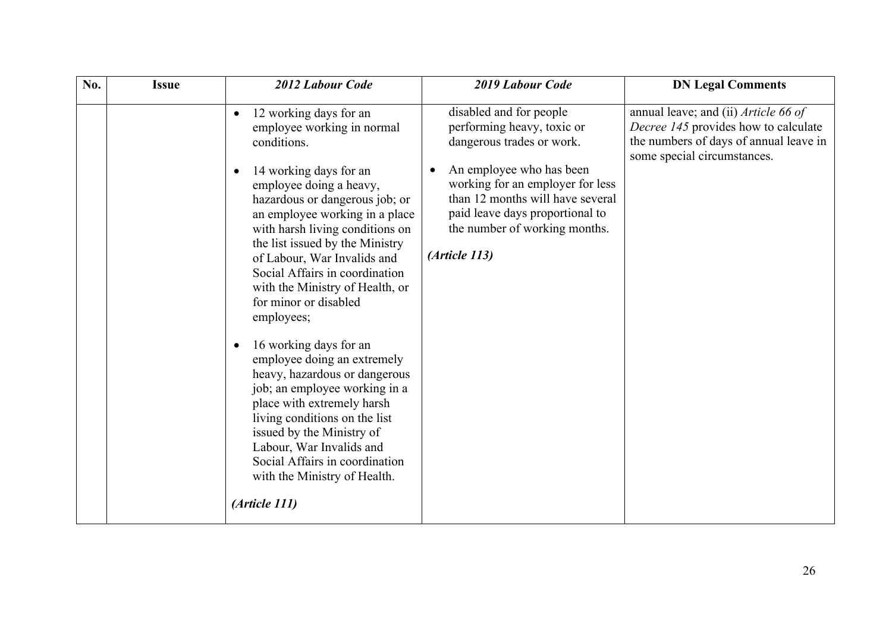| No. | Issue | *2012 Labour Code* | *2019 Labour Code* | DN Legal Comments |
|---|---|---|---|---|
| | | • 12 working days for an employee working in normal conditions.<br><br>• 14 working days for an employee doing a heavy, hazardous or dangerous job; or an employee working in a place with harsh living conditions on the list issued by the Ministry of Labour, War Invalids and Social Affairs in coordination with the Ministry of Health, or for minor or disabled employees;<br><br>• 16 working days for an employee doing an extremely heavy, hazardous or dangerous job; an employee working in a place with extremely harsh living conditions on the list issued by the Ministry of Labour, War Invalids and Social Affairs in coordination with the Ministry of Health.<br><br>***(Article 111)*** | disabled and for people performing heavy, toxic or dangerous trades or work.<br><br>• An employee who has been working for an employer for less than 12 months will have several paid leave days proportional to the number of working months.<br><br>***(Article 113)*** | annual leave; and (ii) *Article 66 of Decree 145* provides how to calculate the numbers of days of annual leave in some special circumstances. |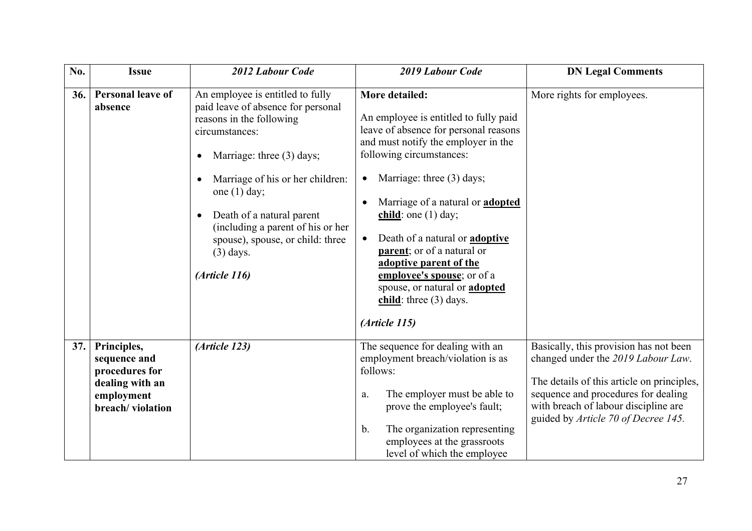| No. | Issue | *2012 Labour Code* | *2019 Labour Code* | DN Legal Comments |
|---|---|---|---|---|
| **36.** | **Personal leave of absence** | An employee is entitled to fully paid leave of absence for personal reasons in the following circumstances:<br><br>• Marriage: three (3) days;<br><br>• Marriage of his or her children: one (1) day;<br><br>• Death of a natural parent (including a parent of his or her spouse), spouse, or child: three (3) days.<br><br>***(Article 116)*** | **More detailed:**<br><br>An employee is entitled to fully paid leave of absence for personal reasons and must notify the employer in the following circumstances:<br><br>• Marriage: three (3) days;<br><br>• Marriage of a natural or **adopted child**: one (1) day;<br><br>• Death of a natural or **adoptive parent**; or of a natural or **adoptive parent of the employee's spouse**; or of a spouse, or natural or **adopted child**: three (3) days.<br><br>***(Article 115)*** | More rights for employees. |
| **37.** | **Principles, sequence and procedures for dealing with an employment breach/ violation** | ***(Article 123)*** | The sequence for dealing with an employment breach/violation is as follows:<br><br>a. The employer must be able to prove the employee's fault;<br><br>b. The organization representing employees at the grassroots level of which the employee | Basically, this provision has not been changed under the *2019 Labour Law*.<br><br>The details of this article on principles, sequence and procedures for dealing with breach of labour discipline are guided by *Article 70 of Decree 145.* |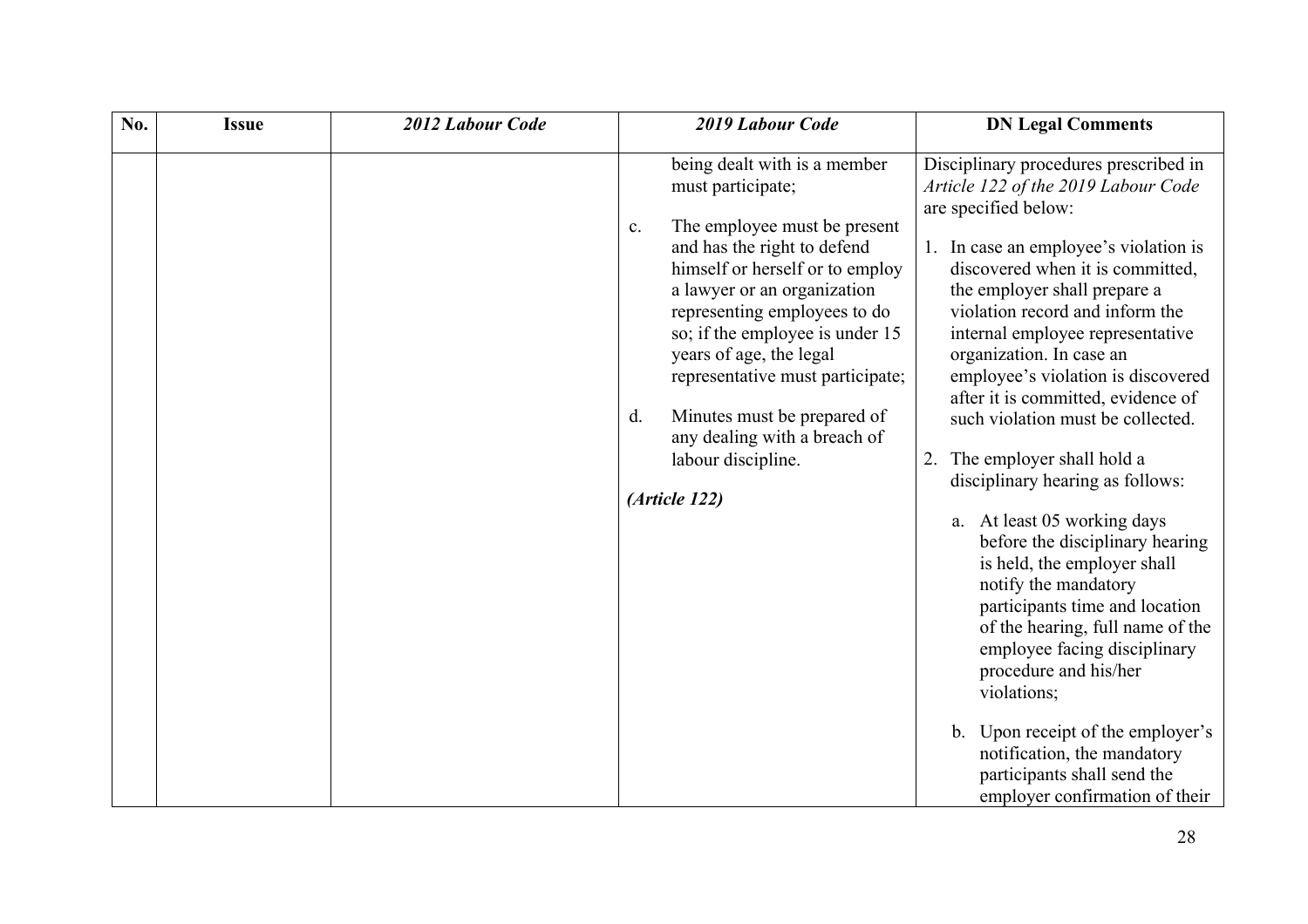| No. | Issue | *2012 Labour Code* | *2019 Labour Code* | DN Legal Comments |
|---|---|---|---|---|
| | | | being dealt with is a member must participate;<br><br>c. The employee must be present and has the right to defend himself or herself or to employ a lawyer or an organization representing employees to do so; if the employee is under 15 years of age, the legal representative must participate;<br><br>d. Minutes must be prepared of any dealing with a breach of labour discipline.<br><br>***(Article 122)*** | Disciplinary procedures prescribed in *Article 122 of the 2019 Labour Code* are specified below:<br><br>1. In case an employee's violation is discovered when it is committed, the employer shall prepare a violation record and inform the internal employee representative organization. In case an employee's violation is discovered after it is committed, evidence of such violation must be collected.<br><br>2. The employer shall hold a disciplinary hearing as follows:<br><br>a. At least 05 working days before the disciplinary hearing is held, the employer shall notify the mandatory participants time and location of the hearing, full name of the employee facing disciplinary procedure and his/her violations;<br><br>b. Upon receipt of the employer's notification, the mandatory participants shall send the employer confirmation of their |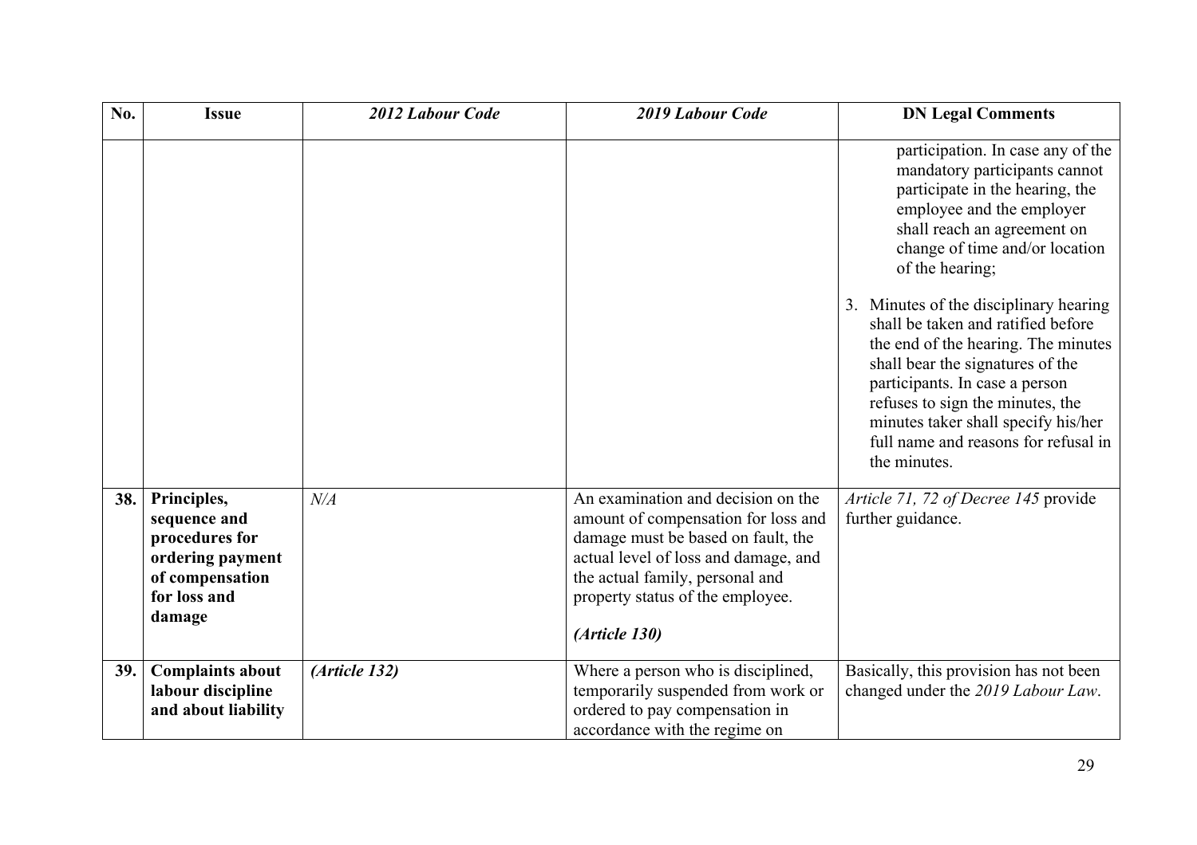| No. | Issue | *2012 Labour Code* | *2019 Labour Code* | DN Legal Comments |
|---|---|---|---|---|
| | | | | participation. In case any of the mandatory participants cannot participate in the hearing, the employee and the employer shall reach an agreement on change of time and/or location of the hearing;<br><br>3. Minutes of the disciplinary hearing shall be taken and ratified before the end of the hearing. The minutes shall bear the signatures of the participants. In case a person refuses to sign the minutes, the minutes taker shall specify his/her full name and reasons for refusal in the minutes. |
| **38.** | **Principles, sequence and procedures for ordering payment of compensation for loss and damage** | *N/A* | An examination and decision on the amount of compensation for loss and damage must be based on fault, the actual level of loss and damage, and the actual family, personal and property status of the employee.<br><br>***(Article 130)*** | *Article 71, 72 of Decree 145* provide further guidance. |
| **39.** | **Complaints about labour discipline and about liability** | ***(Article 132)*** | Where a person who is disciplined, temporarily suspended from work or ordered to pay compensation in accordance with the regime on | Basically, this provision has not been changed under the *2019 Labour Law*. |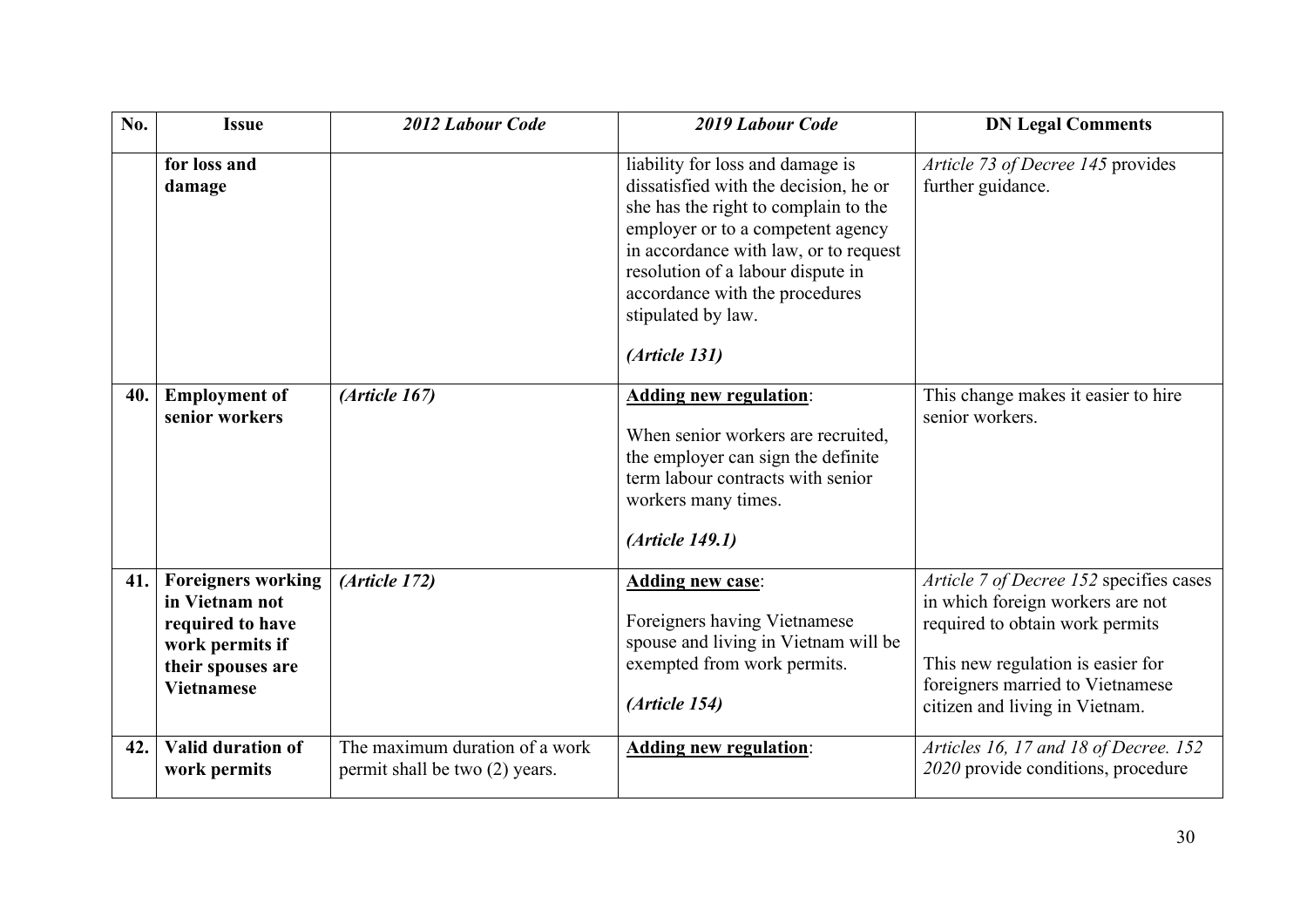| No. | Issue | *2012 Labour Code* | *2019 Labour Code* | DN Legal Comments |
|---|---|---|---|---|
| | **for loss and damage** | | liability for loss and damage is dissatisfied with the decision, he or she has the right to complain to the employer or to a competent agency in accordance with law, or to request resolution of a labour dispute in accordance with the procedures stipulated by law.<br><br>***(Article 131)*** | *Article 73 of Decree 145* provides further guidance. |
| **40.** | **Employment of senior workers** | ***(Article 167)*** | **Adding new regulation**:<br><br>When senior workers are recruited, the employer can sign the definite term labour contracts with senior workers many times.<br><br>***(Article 149.1)*** | This change makes it easier to hire senior workers. |
| **41.** | **Foreigners working in Vietnam not required to have work permits if their spouses are Vietnamese** | ***(Article 172)*** | **Adding new case**:<br><br>Foreigners having Vietnamese spouse and living in Vietnam will be exempted from work permits.<br><br>***(Article 154)*** | *Article 7 of Decree 152* specifies cases in which foreign workers are not required to obtain work permits<br><br>This new regulation is easier for foreigners married to Vietnamese citizen and living in Vietnam. |
| **42.** | **Valid duration of work permits** | The maximum duration of a work permit shall be two (2) years. | **Adding new regulation**: | *Articles 16, 17 and 18 of Decree. 152 2020* provide conditions, procedure |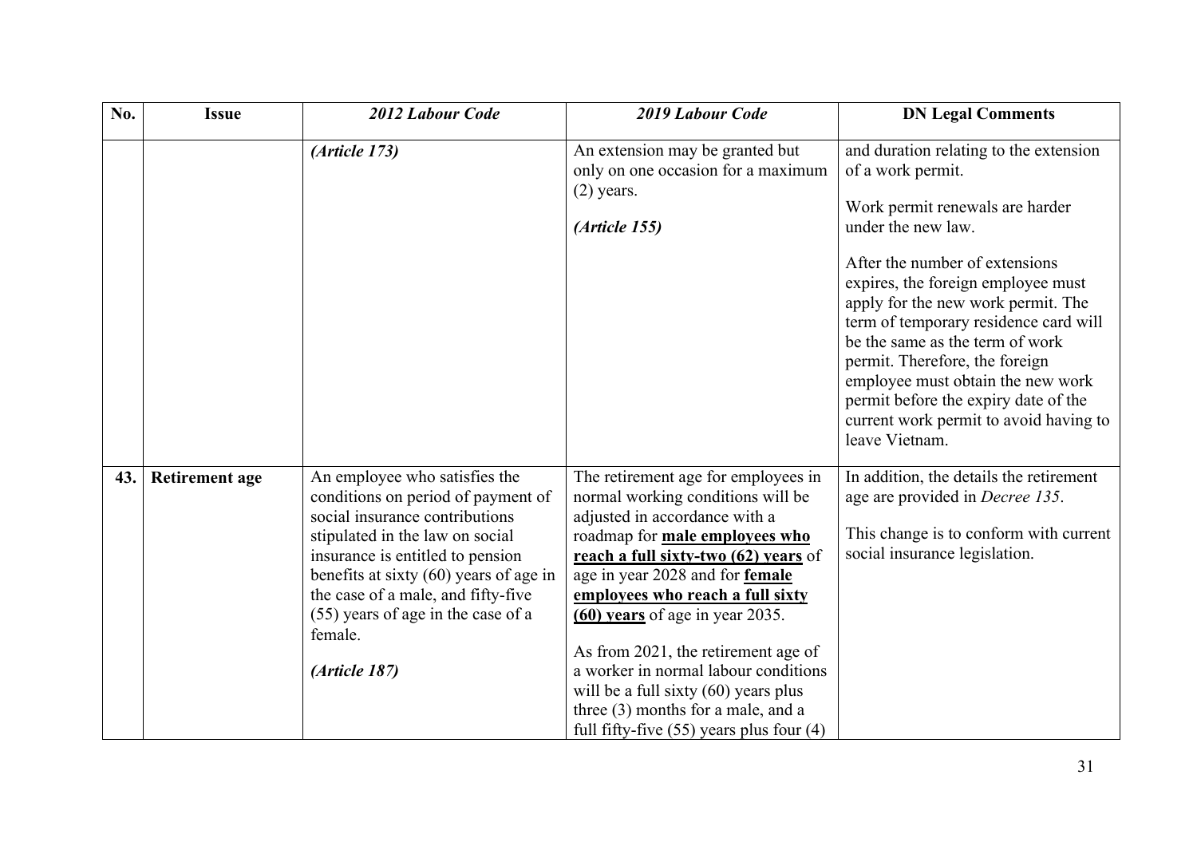| No. | Issue | *2012 Labour Code* | *2019 Labour Code* | DN Legal Comments |
|---|---|---|---|---|
| | | ***(Article 173)*** | An extension may be granted but only on one occasion for a maximum (2) years.<br><br>***(Article 155)*** | and duration relating to the extension of a work permit.<br><br>Work permit renewals are harder under the new law.<br><br>After the number of extensions expires, the foreign employee must apply for the new work permit. The term of temporary residence card will be the same as the term of work permit. Therefore, the foreign employee must obtain the new work permit before the expiry date of the current work permit to avoid having to leave Vietnam. |
| **43.** | **Retirement age** | An employee who satisfies the conditions on period of payment of social insurance contributions stipulated in the law on social insurance is entitled to pension benefits at sixty (60) years of age in the case of a male, and fifty-five (55) years of age in the case of a female.<br><br>***(Article 187)*** | The retirement age for employees in normal working conditions will be adjusted in accordance with a roadmap for **male employees who reach a full sixty-two (62) years** of age in year 2028 and for **female employees who reach a full sixty (60) years** of age in year 2035.<br><br>As from 2021, the retirement age of a worker in normal labour conditions will be a full sixty (60) years plus three (3) months for a male, and a full fifty-five (55) years plus four (4) | In addition, the details the retirement age are provided in *Decree 135*.<br><br>This change is to conform with current social insurance legislation. |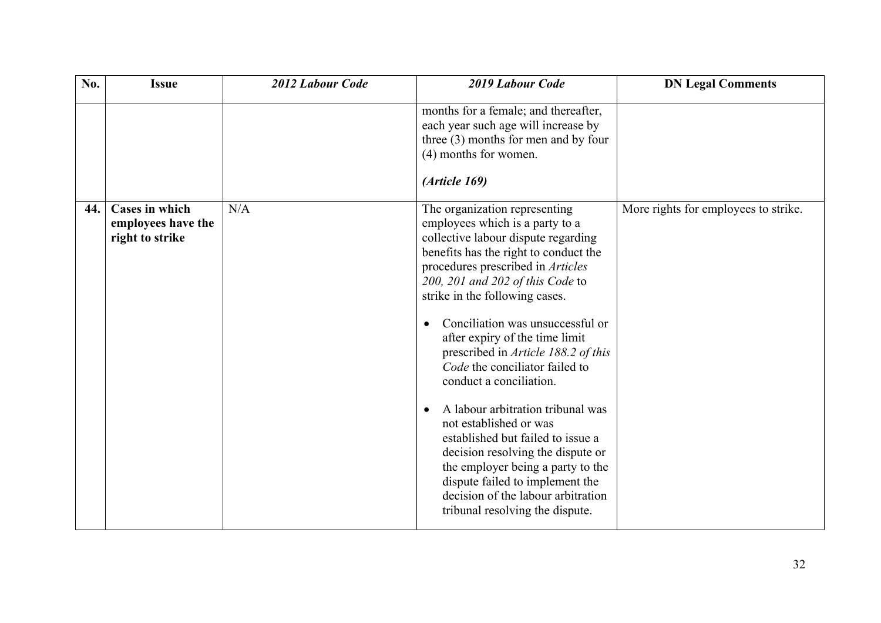| No. | Issue | *2012 Labour Code* | *2019 Labour Code* | DN Legal Comments |
|---|---|---|---|---|
| | | | months for a female; and thereafter, each year such age will increase by three (3) months for men and by four (4) months for women.<br><br>***(Article 169)*** | |
| **44.** | **Cases in which employees have the right to strike** | N/A | The organization representing employees which is a party to a collective labour dispute regarding benefits has the right to conduct the procedures prescribed in *Articles 200, 201 and 202 of this Code* to strike in the following cases.<br><br>• Conciliation was unsuccessful or after expiry of the time limit prescribed in *Article 188.2 of this Code* the conciliator failed to conduct a conciliation.<br><br>• A labour arbitration tribunal was not established or was established but failed to issue a decision resolving the dispute or the employer being a party to the dispute failed to implement the decision of the labour arbitration tribunal resolving the dispute. | More rights for employees to strike. |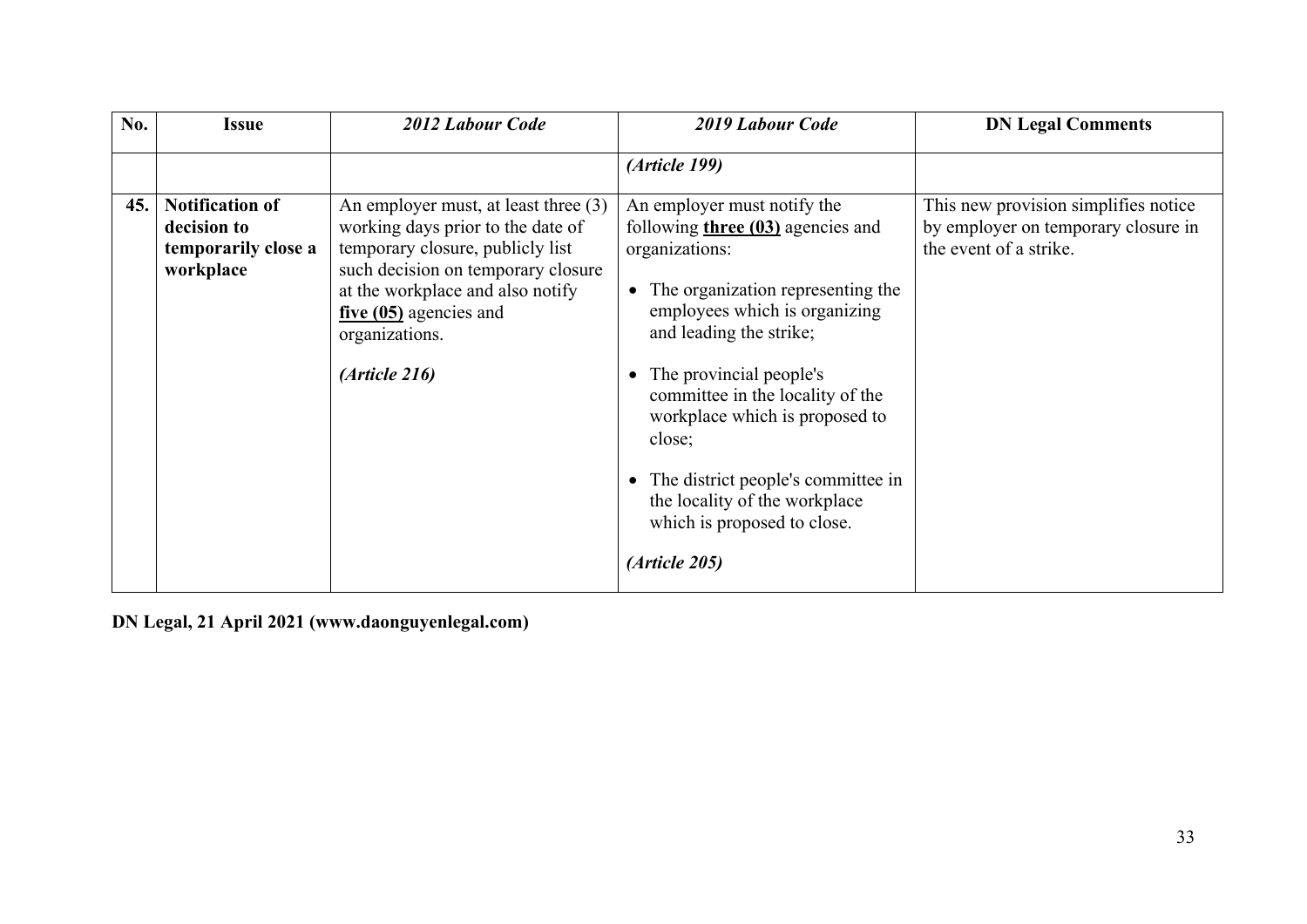| No. | Issue | *2012 Labour Code* | *2019 Labour Code* | DN Legal Comments |
|---|---|---|---|---|
| | | | ***(Article 199)*** | |
| **45.** | **Notification of decision to temporarily close a workplace** | An employer must, at least three (3) working days prior to the date of temporary closure, publicly list such decision on temporary closure at the workplace and also notify **five (05)** agencies and organizations.<br><br>***(Article 216)*** | An employer must notify the following **three (03)** agencies and organizations:<br><br>• The organization representing the employees which is organizing and leading the strike;<br><br>• The provincial people's committee in the locality of the workplace which is proposed to close;<br><br>• The district people's committee in the locality of the workplace which is proposed to close.<br><br>***(Article 205)*** | This new provision simplifies notice by employer on temporary closure in the event of a strike. |

**DN Legal, 21 April 2021 (www.daonguyenlegal.com)**